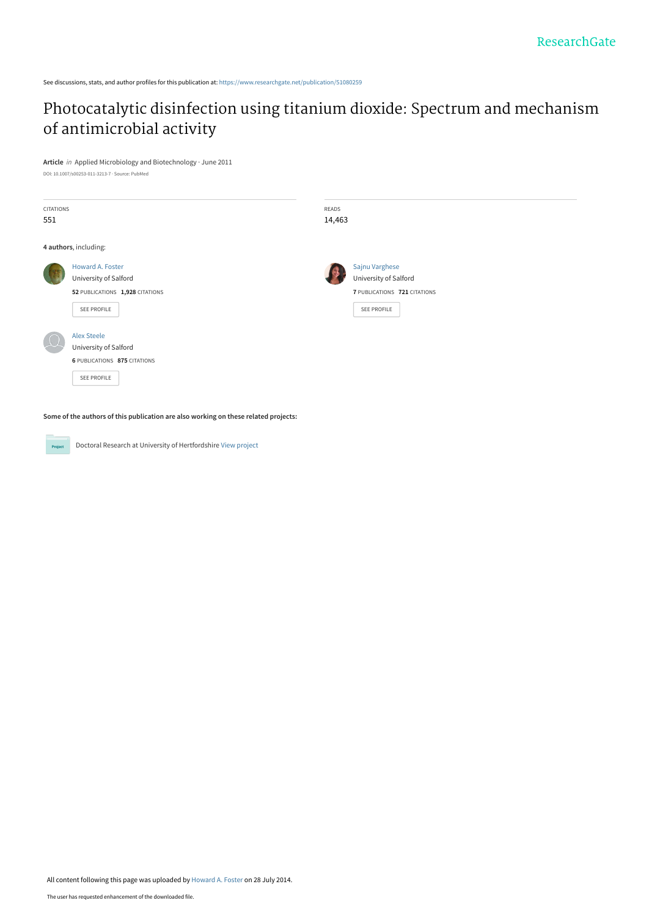ResearchGate

See discussions, stats, and author profiles for this publication at: https://www.researchgate.net/publication/51080259

# Photocatalytic disinfection using titanium dioxide: Spectrum and mechanism of antimicrobial activity

**Article** *in* Applied Microbiology and Biotechnology · June 2011

DOI: 10.1007/s00253-011-3213-7 · Source: PubMed

| CITATIONS | READS |
|---|---|
| 551 | 14,463 |

**4 authors**, including:

Howard A. Foster
University of Salford
**52** PUBLICATIONS **1,928** CITATIONS
SEE PROFILE

Sajnu Varghese
University of Salford
**7** PUBLICATIONS **721** CITATIONS
SEE PROFILE

Alex Steele
University of Salford
**6** PUBLICATIONS **875** CITATIONS
SEE PROFILE

**Some of the authors of this publication are also working on these related projects:**

Project: Doctoral Research at University of Hertfordshire View project

All content following this page was uploaded by Howard A. Foster on 28 July 2014.

The user has requested enhancement of the downloaded file.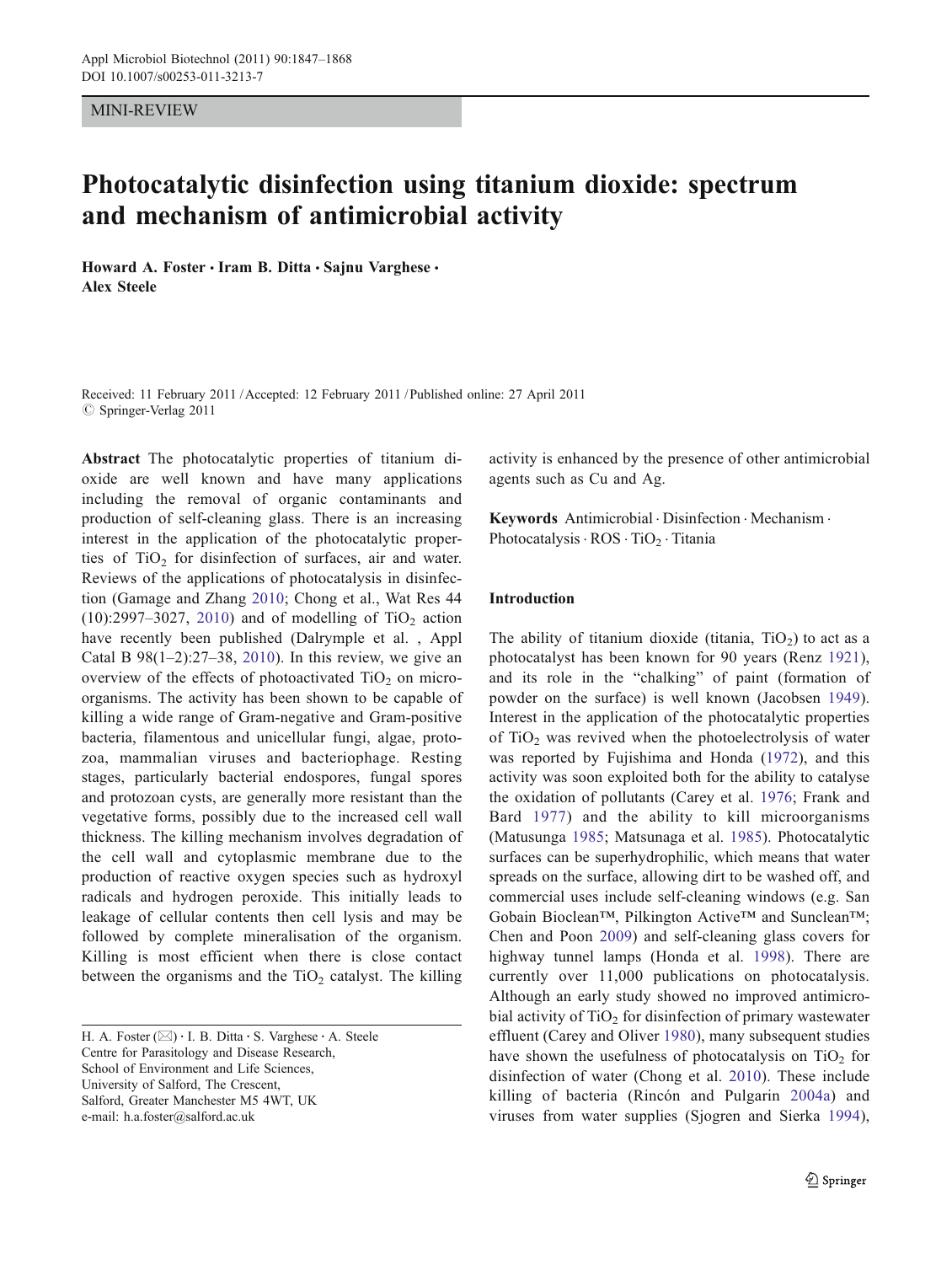MINI-REVIEW

# Photocatalytic disinfection using titanium dioxide: spectrum and mechanism of antimicrobial activity

**Howard A. Foster · Iram B. Ditta · Sajnu Varghese · Alex Steele**

Received: 11 February 2011 / Accepted: 12 February 2011 / Published online: 27 April 2011
© Springer-Verlag 2011

**Abstract** The photocatalytic properties of titanium dioxide are well known and have many applications including the removal of organic contaminants and production of self-cleaning glass. There is an increasing interest in the application of the photocatalytic properties of $TiO_2$ for disinfection of surfaces, air and water. Reviews of the applications of photocatalysis in disinfection (Gamage and Zhang 2010; Chong et al., Wat Res 44 (10):2997–3027, 2010) and of modelling of $TiO_2$ action have recently been published (Dalrymple et al. , Appl Catal B 98(1–2):27–38, 2010). In this review, we give an overview of the effects of photoactivated $TiO_2$ on microorganisms. The activity has been shown to be capable of killing a wide range of Gram-negative and Gram-positive bacteria, filamentous and unicellular fungi, algae, protozoa, mammalian viruses and bacteriophage. Resting stages, particularly bacterial endospores, fungal spores and protozoan cysts, are generally more resistant than the vegetative forms, possibly due to the increased cell wall thickness. The killing mechanism involves degradation of the cell wall and cytoplasmic membrane due to the production of reactive oxygen species such as hydroxyl radicals and hydrogen peroxide. This initially leads to leakage of cellular contents then cell lysis and may be followed by complete mineralisation of the organism. Killing is most efficient when there is close contact between the organisms and the $TiO_2$ catalyst. The killing activity is enhanced by the presence of other antimicrobial agents such as Cu and Ag.

**Keywords** Antimicrobial · Disinfection · Mechanism · Photocatalysis · ROS · $TiO_2$ · Titania

H. A. Foster (✉) · I. B. Ditta · S. Varghese · A. Steele
Centre for Parasitology and Disease Research,
School of Environment and Life Sciences,
University of Salford, The Crescent,
Salford, Greater Manchester M5 4WT, UK
e-mail: h.a.foster@salford.ac.uk

## Introduction

The ability of titanium dioxide (titania, $TiO_2$) to act as a photocatalyst has been known for 90 years (Renz 1921), and its role in the "chalking" of paint (formation of powder on the surface) is well known (Jacobsen 1949). Interest in the application of the photocatalytic properties of $TiO_2$ was revived when the photoelectrolysis of water was reported by Fujishima and Honda (1972), and this activity was soon exploited both for the ability to catalyse the oxidation of pollutants (Carey et al. 1976; Frank and Bard 1977) and the ability to kill microorganisms (Matusunga 1985; Matsunaga et al. 1985). Photocatalytic surfaces can be superhydrophilic, which means that water spreads on the surface, allowing dirt to be washed off, and commercial uses include self-cleaning windows (e.g. San Gobain Bioclean™, Pilkington Active™ and Sunclean™; Chen and Poon 2009) and self-cleaning glass covers for highway tunnel lamps (Honda et al. 1998). There are currently over 11,000 publications on photocatalysis. Although an early study showed no improved antimicrobial activity of $TiO_2$ for disinfection of primary wastewater effluent (Carey and Oliver 1980), many subsequent studies have shown the usefulness of photocatalysis on $TiO_2$ for disinfection of water (Chong et al. 2010). These include killing of bacteria (Rincón and Pulgarin 2004a) and viruses from water supplies (Sjogren and Sierka 1994),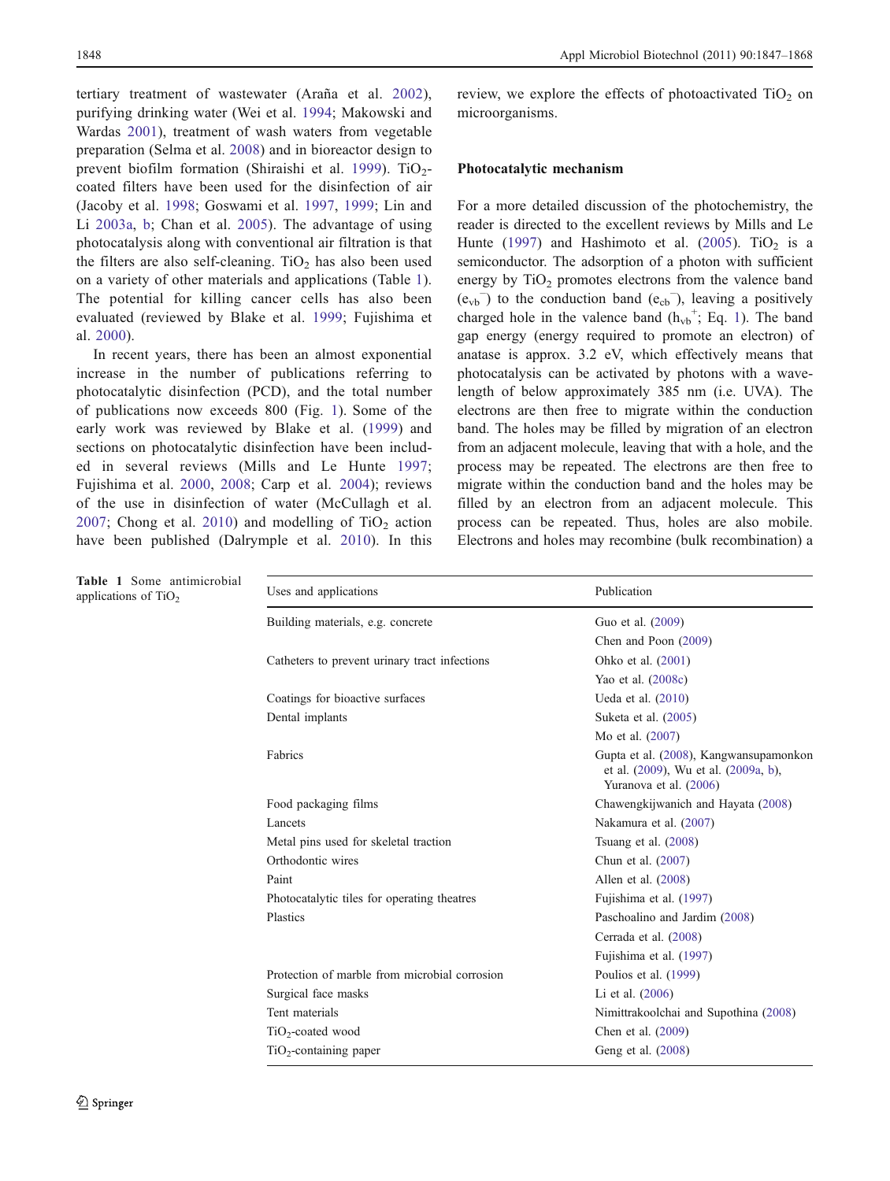tertiary treatment of wastewater (Araña et al. 2002), purifying drinking water (Wei et al. 1994; Makowski and Wardas 2001), treatment of wash waters from vegetable preparation (Selma et al. 2008) and in bioreactor design to prevent biofilm formation (Shiraishi et al. 1999). $TiO_2$-coated filters have been used for the disinfection of air (Jacoby et al. 1998; Goswami et al. 1997, 1999; Lin and Li 2003a, b; Chan et al. 2005). The advantage of using photocatalysis along with conventional air filtration is that the filters are also self-cleaning. $TiO_2$ has also been used on a variety of other materials and applications (Table 1). The potential for killing cancer cells has also been evaluated (reviewed by Blake et al. 1999; Fujishima et al. 2000).

In recent years, there has been an almost exponential increase in the number of publications referring to photocatalytic disinfection (PCD), and the total number of publications now exceeds 800 (Fig. 1). Some of the early work was reviewed by Blake et al. (1999) and sections on photocatalytic disinfection have been included in several reviews (Mills and Le Hunte 1997; Fujishima et al. 2000, 2008; Carp et al. 2004); reviews of the use in disinfection of water (McCullagh et al. 2007; Chong et al. 2010) and modelling of $TiO_2$ action have been published (Dalrymple et al. 2010). In this review, we explore the effects of photoactivated $TiO_2$ on microorganisms.

## Photocatalytic mechanism

For a more detailed discussion of the photochemistry, the reader is directed to the excellent reviews by Mills and Le Hunte (1997) and Hashimoto et al. (2005). $TiO_2$ is a semiconductor. The adsorption of a photon with sufficient energy by $TiO_2$ promotes electrons from the valence band ($e_{vb}^-$) to the conduction band ($e_{cb}^-$), leaving a positively charged hole in the valence band ($h_{vb}^+$; Eq. 1). The band gap energy (energy required to promote an electron) of anatase is approx. 3.2 eV, which effectively means that photocatalysis can be activated by photons with a wavelength of below approximately 385 nm (i.e. UVA). The electrons are then free to migrate within the conduction band. The holes may be filled by migration of an electron from an adjacent molecule, leaving that with a hole, and the process may be repeated. The electrons are then free to migrate within the conduction band and the holes may be filled by an electron from an adjacent molecule. This process can be repeated. Thus, holes are also mobile. Electrons and holes may recombine (bulk recombination) a

**Table 1** Some antimicrobial applications of $TiO_2$

| Uses and applications | Publication |
|---|---|
| Building materials, e.g. concrete | Guo et al. (2009) |
| | Chen and Poon (2009) |
| Catheters to prevent urinary tract infections | Ohko et al. (2001) |
| | Yao et al. (2008c) |
| Coatings for bioactive surfaces | Ueda et al. (2010) |
| Dental implants | Suketa et al. (2005) |
| | Mo et al. (2007) |
| Fabrics | Gupta et al. (2008), Kangwansupamonkon et al. (2009), Wu et al. (2009a, b), Yuranova et al. (2006) |
| Food packaging films | Chawengkijwanich and Hayata (2008) |
| Lancets | Nakamura et al. (2007) |
| Metal pins used for skeletal traction | Tsuang et al. (2008) |
| Orthodontic wires | Chun et al. (2007) |
| Paint | Allen et al. (2008) |
| Photocatalytic tiles for operating theatres | Fujishima et al. (1997) |
| Plastics | Paschoalino and Jardim (2008) |
| | Cerrada et al. (2008) |
| | Fujishima et al. (1997) |
| Protection of marble from microbial corrosion | Poulios et al. (1999) |
| Surgical face masks | Li et al. (2006) |
| Tent materials | Nimittrakoolchai and Supothina (2008) |
| $TiO_2$-coated wood | Chen et al. (2009) |
| $TiO_2$-containing paper | Geng et al. (2008) |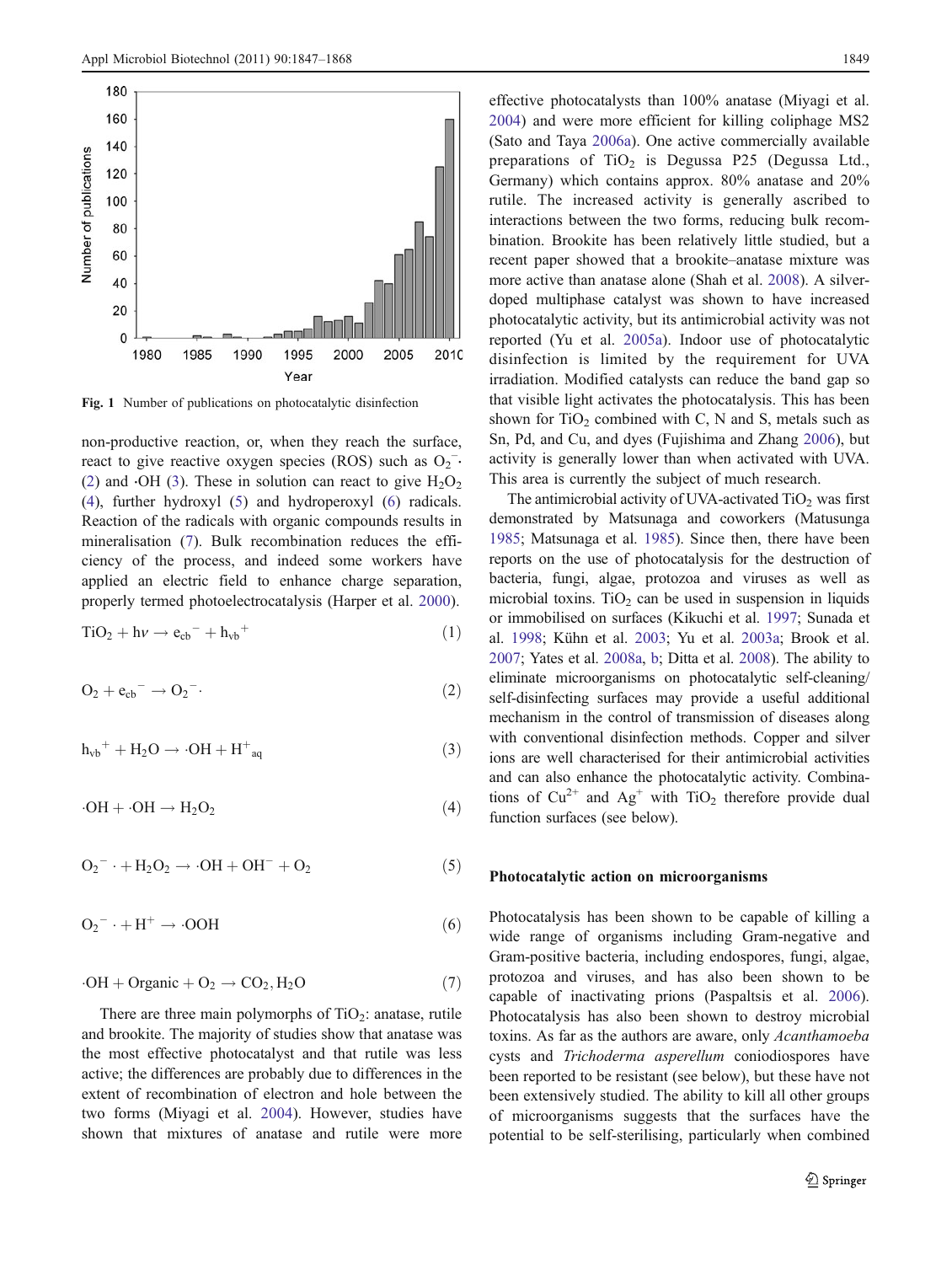Fig. 1 Number of publications on photocatalytic disinfection

non-productive reaction, or, when they reach the surface, react to give reactive oxygen species (ROS) such as $O_2^{-}\cdot$ (2) and $\cdot OH$ (3). These in solution can react to give $H_2O_2$ (4), further hydroxyl (5) and hydroperoxyl (6) radicals. Reaction of the radicals with organic compounds results in mineralisation (7). Bulk recombination reduces the efficiency of the process, and indeed some workers have applied an electric field to enhance charge separation, properly termed photoelectrocatalysis (Harper et al. 2000).

$$TiO_2 + h\nu \rightarrow e_{cb}^{-} + h_{vb}^{+} \quad (1)$$

$$O_2 + e_{cb}^{-} \rightarrow O_2^{-}\cdot \quad (2)$$

$$h_{vb}^{+} + H_2O \rightarrow \cdot OH + H^{+}_{aq} \quad (3)$$

$$\cdot OH + \cdot OH \rightarrow H_2O_2 \quad (4)$$

$$O_2^{-}\cdot + H_2O_2 \rightarrow \cdot OH + OH^{-} + O_2 \quad (5)$$

$$O_2^{-}\cdot + H^{+} \rightarrow \cdot OOH \quad (6)$$

$$\cdot OH + \text{Organic} + O_2 \rightarrow CO_2, H_2O \quad (7)$$

There are three main polymorphs of $TiO_2$: anatase, rutile and brookite. The majority of studies show that anatase was the most effective photocatalyst and that rutile was less active; the differences are probably due to differences in the extent of recombination of electron and hole between the two forms (Miyagi et al. 2004). However, studies have shown that mixtures of anatase and rutile were more effective photocatalysts than 100% anatase (Miyagi et al. 2004) and were more efficient for killing coliphage MS2 (Sato and Taya 2006a). One active commercially available preparations of $TiO_2$ is Degussa P25 (Degussa Ltd., Germany) which contains approx. 80% anatase and 20% rutile. The increased activity is generally ascribed to interactions between the two forms, reducing bulk recombination. Brookite has been relatively little studied, but a recent paper showed that a brookite–anatase mixture was more active than anatase alone (Shah et al. 2008). A silver-doped multiphase catalyst was shown to have increased photocatalytic activity, but its antimicrobial activity was not reported (Yu et al. 2005a). Indoor use of photocatalytic disinfection is limited by the requirement for UVA irradiation. Modified catalysts can reduce the band gap so that visible light activates the photocatalysis. This has been shown for $TiO_2$ combined with C, N and S, metals such as Sn, Pd, and Cu, and dyes (Fujishima and Zhang 2006), but activity is generally lower than when activated with UVA. This area is currently the subject of much research.

The antimicrobial activity of UVA-activated $TiO_2$ was first demonstrated by Matsunaga and coworkers (Matusunga 1985; Matsunaga et al. 1985). Since then, there have been reports on the use of photocatalysis for the destruction of bacteria, fungi, algae, protozoa and viruses as well as microbial toxins. $TiO_2$ can be used in suspension in liquids or immobilised on surfaces (Kikuchi et al. 1997; Sunada et al. 1998; Kühn et al. 2003; Yu et al. 2003a; Brook et al. 2007; Yates et al. 2008a, b; Ditta et al. 2008). The ability to eliminate microorganisms on photocatalytic self-cleaning/self-disinfecting surfaces may provide a useful additional mechanism in the control of transmission of diseases along with conventional disinfection methods. Copper and silver ions are well characterised for their antimicrobial activities and can also enhance the photocatalytic activity. Combinations of $Cu^{2+}$ and $Ag^{+}$ with $TiO_2$ therefore provide dual function surfaces (see below).

## Photocatalytic action on microorganisms

Photocatalysis has been shown to be capable of killing a wide range of organisms including Gram-negative and Gram-positive bacteria, including endospores, fungi, algae, protozoa and viruses, and has also been shown to be capable of inactivating prions (Paspaltsis et al. 2006). Photocatalysis has also been shown to destroy microbial toxins. As far as the authors are aware, only *Acanthamoeba* cysts and *Trichoderma asperellum* coniodiospores have been reported to be resistant (see below), but these have not been extensively studied. The ability to kill all other groups of microorganisms suggests that the surfaces have the potential to be self-sterilising, particularly when combined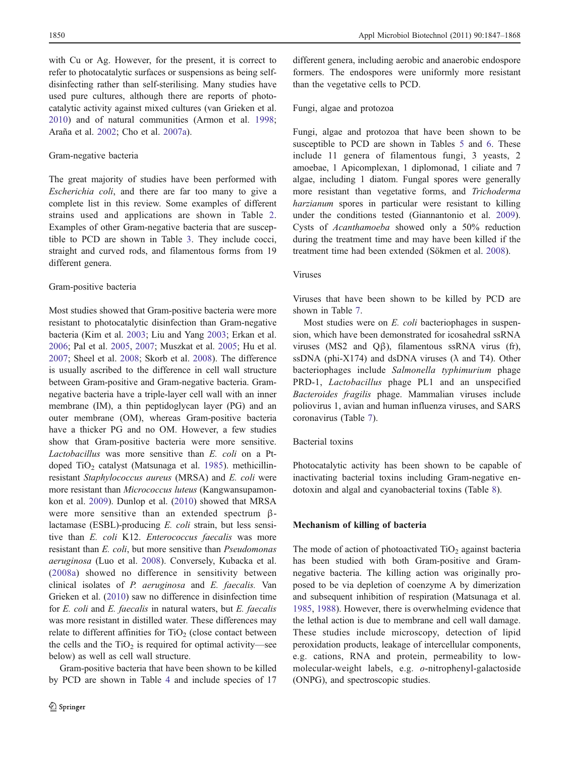with Cu or Ag. However, for the present, it is correct to refer to photocatalytic surfaces or suspensions as being self-disinfecting rather than self-sterilising. Many studies have used pure cultures, although there are reports of photocatalytic activity against mixed cultures (van Grieken et al. 2010) and of natural communities (Armon et al. 1998; Araña et al. 2002; Cho et al. 2007a).

### Gram-negative bacteria

The great majority of studies have been performed with *Escherichia coli*, and there are far too many to give a complete list in this review. Some examples of different strains used and applications are shown in Table 2. Examples of other Gram-negative bacteria that are susceptible to PCD are shown in Table 3. They include cocci, straight and curved rods, and filamentous forms from 19 different genera.

### Gram-positive bacteria

Most studies showed that Gram-positive bacteria were more resistant to photocatalytic disinfection than Gram-negative bacteria (Kim et al. 2003; Liu and Yang 2003; Erkan et al. 2006; Pal et al. 2005, 2007; Muszkat et al. 2005; Hu et al. 2007; Sheel et al. 2008; Skorb et al. 2008). The difference is usually ascribed to the difference in cell wall structure between Gram-positive and Gram-negative bacteria. Gram-negative bacteria have a triple-layer cell wall with an inner membrane (IM), a thin peptidoglycan layer (PG) and an outer membrane (OM), whereas Gram-positive bacteria have a thicker PG and no OM. However, a few studies show that Gram-positive bacteria were more sensitive. *Lactobacillus* was more sensitive than *E. coli* on a Pt-doped $TiO_2$ catalyst (Matsunaga et al. 1985). methicillin-resistant *Staphylococcus aureus* (MRSA) and *E. coli* were more resistant than *Micrococcus luteus* (Kangwansupamonkon et al. 2009). Dunlop et al. (2010) showed that MRSA were more sensitive than an extended spectrum β-lactamase (ESBL)-producing *E. coli* strain, but less sensitive than *E. coli* K12. *Enterococcus faecalis* was more resistant than *E. coli*, but more sensitive than *Pseudomonas aeruginosa* (Luo et al. 2008). Conversely, Kubacka et al. (2008a) showed no difference in sensitivity between clinical isolates of *P. aeruginosa* and *E. faecalis.* Van Grieken et al. (2010) saw no difference in disinfection time for *E. coli* and *E. faecalis* in natural waters, but *E. faecalis* was more resistant in distilled water. These differences may relate to different affinities for $TiO_2$ (close contact between the cells and the $TiO_2$ is required for optimal activity—see below) as well as cell wall structure.

Gram-positive bacteria that have been shown to be killed by PCD are shown in Table 4 and include species of 17 different genera, including aerobic and anaerobic endospore formers. The endospores were uniformly more resistant than the vegetative cells to PCD.

### Fungi, algae and protozoa

Fungi, algae and protozoa that have been shown to be susceptible to PCD are shown in Tables 5 and 6. These include 11 genera of filamentous fungi, 3 yeasts, 2 amoebae, 1 Apicomplexan, 1 diplomonad, 1 ciliate and 7 algae, including 1 diatom. Fungal spores were generally more resistant than vegetative forms, and *Trichoderma harzianum* spores in particular were resistant to killing under the conditions tested (Giannantonio et al. 2009). Cysts of *Acanthamoeba* showed only a 50% reduction during the treatment time and may have been killed if the treatment time had been extended (Sökmen et al. 2008).

### Viruses

Viruses that have been shown to be killed by PCD are shown in Table 7.

Most studies were on *E. coli* bacteriophages in suspension, which have been demonstrated for icosahedral ssRNA viruses (MS2 and Qβ), filamentous ssRNA virus (fr), ssDNA (phi-X174) and dsDNA viruses (λ and T4). Other bacteriophages include *Salmonella typhimurium* phage PRD-1, *Lactobacillus* phage PL1 and an unspecified *Bacteroides fragilis* phage. Mammalian viruses include poliovirus 1, avian and human influenza viruses, and SARS coronavirus (Table 7).

### Bacterial toxins

Photocatalytic activity has been shown to be capable of inactivating bacterial toxins including Gram-negative endotoxin and algal and cyanobacterial toxins (Table 8).

## Mechanism of killing of bacteria

The mode of action of photoactivated $TiO_2$ against bacteria has been studied with both Gram-positive and Gram-negative bacteria. The killing action was originally proposed to be via depletion of coenzyme A by dimerization and subsequent inhibition of respiration (Matsunaga et al. 1985, 1988). However, there is overwhelming evidence that the lethal action is due to membrane and cell wall damage. These studies include microscopy, detection of lipid peroxidation products, leakage of intercellular components, e.g. cations, RNA and protein, permeability to low-molecular-weight labels, e.g. *o*-nitrophenyl-galactoside (ONPG), and spectroscopic studies.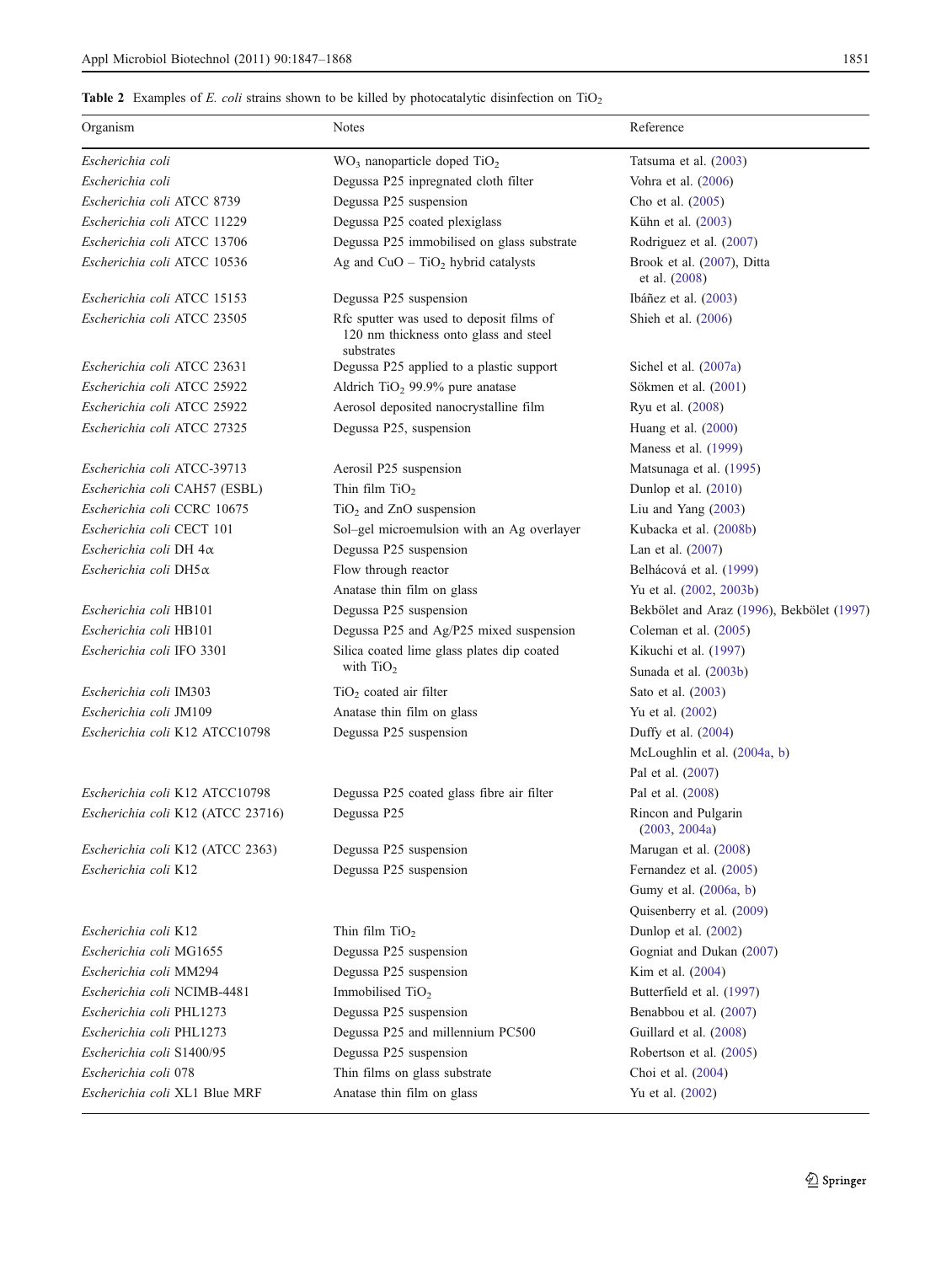**Table 2** Examples of *E. coli* strains shown to be killed by photocatalytic disinfection on $TiO_2$

| Organism | Notes | Reference |
|---|---|---|
| *Escherichia coli* | $WO_3$ nanoparticle doped $TiO_2$ | Tatsuma et al. (2003) |
| *Escherichia coli* | Degussa P25 inpregnated cloth filter | Vohra et al. (2006) |
| *Escherichia coli* ATCC 8739 | Degussa P25 suspension | Cho et al. (2005) |
| *Escherichia coli* ATCC 11229 | Degussa P25 coated plexiglass | Kühn et al. (2003) |
| *Escherichia coli* ATCC 13706 | Degussa P25 immobilised on glass substrate | Rodriguez et al. (2007) |
| *Escherichia coli* ATCC 10536 | Ag and CuO – $TiO_2$ hybrid catalysts | Brook et al. (2007), Ditta et al. (2008) |
| *Escherichia coli* ATCC 15153 | Degussa P25 suspension | Ibáñez et al. (2003) |
| *Escherichia coli* ATCC 23505 | Rfc sputter was used to deposit films of 120 nm thickness onto glass and steel substrates | Shieh et al. (2006) |
| *Escherichia coli* ATCC 23631 | Degussa P25 applied to a plastic support | Sichel et al. (2007a) |
| *Escherichia coli* ATCC 25922 | Aldrich $TiO_2$ 99.9% pure anatase | Sökmen et al. (2001) |
| *Escherichia coli* ATCC 25922 | Aerosol deposited nanocrystalline film | Ryu et al. (2008) |
| *Escherichia coli* ATCC 27325 | Degussa P25, suspension | Huang et al. (2000) |
| | | Maness et al. (1999) |
| *Escherichia coli* ATCC-39713 | Aerosil P25 suspension | Matsunaga et al. (1995) |
| *Escherichia coli* CAH57 (ESBL) | Thin film $TiO_2$ | Dunlop et al. (2010) |
| *Escherichia coli* CCRC 10675 | $TiO_2$ and ZnO suspension | Liu and Yang (2003) |
| *Escherichia coli* CECT 101 | Sol–gel microemulsion with an Ag overlayer | Kubacka et al. (2008b) |
| *Escherichia coli* DH 4α | Degussa P25 suspension | Lan et al. (2007) |
| *Escherichia coli* DH5α | Flow through reactor | Belhácová et al. (1999) |
| | Anatase thin film on glass | Yu et al. (2002, 2003b) |
| *Escherichia coli* HB101 | Degussa P25 suspension | Bekbölet and Araz (1996), Bekbölet (1997) |
| *Escherichia coli* HB101 | Degussa P25 and Ag/P25 mixed suspension | Coleman et al. (2005) |
| *Escherichia coli* IFO 3301 | Silica coated lime glass plates dip coated with $TiO_2$ | Kikuchi et al. (1997) |
| | | Sunada et al. (2003b) |
| *Escherichia coli* IM303 | $TiO_2$ coated air filter | Sato et al. (2003) |
| *Escherichia coli* JM109 | Anatase thin film on glass | Yu et al. (2002) |
| *Escherichia coli* K12 ATCC10798 | Degussa P25 suspension | Duffy et al. (2004) |
| | | McLoughlin et al. (2004a, b) |
| | | Pal et al. (2007) |
| *Escherichia coli* K12 ATCC10798 | Degussa P25 coated glass fibre air filter | Pal et al. (2008) |
| *Escherichia coli* K12 (ATCC 23716) | Degussa P25 | Rincon and Pulgarin (2003, 2004a) |
| *Escherichia coli* K12 (ATCC 2363) | Degussa P25 suspension | Marugan et al. (2008) |
| *Escherichia coli* K12 | Degussa P25 suspension | Fernandez et al. (2005) |
| | | Gumy et al. (2006a, b) |
| | | Quisenberry et al. (2009) |
| *Escherichia coli* K12 | Thin film $TiO_2$ | Dunlop et al. (2002) |
| *Escherichia coli* MG1655 | Degussa P25 suspension | Gogniat and Dukan (2007) |
| *Escherichia coli* MM294 | Degussa P25 suspension | Kim et al. (2004) |
| *Escherichia coli* NCIMB-4481 | Immobilised $TiO_2$ | Butterfield et al. (1997) |
| *Escherichia coli* PHL1273 | Degussa P25 suspension | Benabbou et al. (2007) |
| *Escherichia coli* PHL1273 | Degussa P25 and millennium PC500 | Guillard et al. (2008) |
| *Escherichia coli* S1400/95 | Degussa P25 suspension | Robertson et al. (2005) |
| *Escherichia coli* 078 | Thin films on glass substrate | Choi et al. (2004) |
| *Escherichia coli* XL1 Blue MRF | Anatase thin film on glass | Yu et al. (2002) |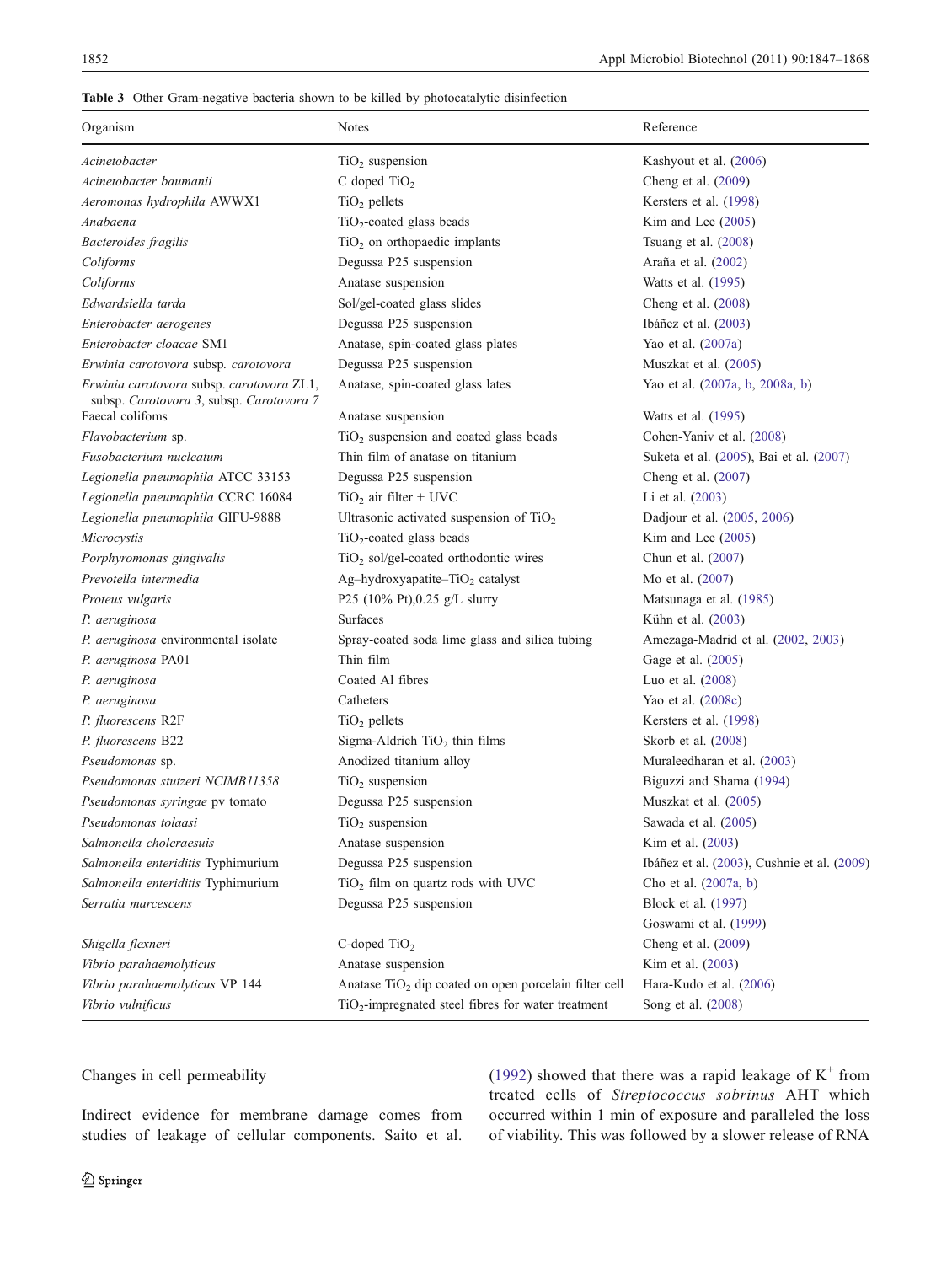**Table 3** Other Gram-negative bacteria shown to be killed by photocatalytic disinfection

| Organism | Notes | Reference |
|---|---|---|
| *Acinetobacter* | $TiO_2$ suspension | Kashyout et al. (2006) |
| *Acinetobacter baumanii* | C doped $TiO_2$ | Cheng et al. (2009) |
| *Aeromonas hydrophila* AWWX1 | $TiO_2$ pellets | Kersters et al. (1998) |
| *Anabaena* | $TiO_2$-coated glass beads | Kim and Lee (2005) |
| *Bacteroides fragilis* | $TiO_2$ on orthopaedic implants | Tsuang et al. (2008) |
| *Coliforms* | Degussa P25 suspension | Araña et al. (2002) |
| *Coliforms* | Anatase suspension | Watts et al. (1995) |
| *Edwardsiella tarda* | Sol/gel-coated glass slides | Cheng et al. (2008) |
| *Enterobacter aerogenes* | Degussa P25 suspension | Ibáñez et al. (2003) |
| *Enterobacter cloacae* SM1 | Anatase, spin-coated glass plates | Yao et al. (2007a) |
| *Erwinia carotovora* subsp. *carotovora* | Degussa P25 suspension | Muszkat et al. (2005) |
| *Erwinia carotovora* subsp. *carotovora* ZL1, subsp. *Carotovora 3*, subsp. *Carotovora 7* | Anatase, spin-coated glass lates | Yao et al. (2007a, b, 2008a, b) |
| Faecal colifoms | Anatase suspension | Watts et al. (1995) |
| *Flavobacterium* sp. | $TiO_2$ suspension and coated glass beads | Cohen-Yaniv et al. (2008) |
| *Fusobacterium nucleatum* | Thin film of anatase on titanium | Suketa et al. (2005), Bai et al. (2007) |
| *Legionella pneumophila* ATCC 33153 | Degussa P25 suspension | Cheng et al. (2007) |
| *Legionella pneumophila* CCRC 16084 | $TiO_2$ air filter + UVC | Li et al. (2003) |
| *Legionella pneumophila* GIFU-9888 | Ultrasonic activated suspension of $TiO_2$ | Dadjour et al. (2005, 2006) |
| *Microcystis* | $TiO_2$-coated glass beads | Kim and Lee (2005) |
| *Porphyromonas gingivalis* | $TiO_2$ sol/gel-coated orthodontic wires | Chun et al. (2007) |
| *Prevotella intermedia* | Ag–hydroxyapatite–$TiO_2$ catalyst | Mo et al. (2007) |
| *Proteus vulgaris* | P25 (10% Pt),0.25 g/L slurry | Matsunaga et al. (1985) |
| *P. aeruginosa* | Surfaces | Kühn et al. (2003) |
| *P. aeruginosa* environmental isolate | Spray-coated soda lime glass and silica tubing | Amezaga-Madrid et al. (2002, 2003) |
| *P. aeruginosa* PA01 | Thin film | Gage et al. (2005) |
| *P. aeruginosa* | Coated Al fibres | Luo et al. (2008) |
| *P. aeruginosa* | Catheters | Yao et al. (2008c) |
| *P. fluorescens* R2F | $TiO_2$ pellets | Kersters et al. (1998) |
| *P. fluorescens* B22 | Sigma-Aldrich $TiO_2$ thin films | Skorb et al. (2008) |
| *Pseudomonas* sp. | Anodized titanium alloy | Muraleedharan et al. (2003) |
| *Pseudomonas stutzeri NCIMB11358* | $TiO_2$ suspension | Biguzzi and Shama (1994) |
| *Pseudomonas syringae* pv tomato | Degussa P25 suspension | Muszkat et al. (2005) |
| *Pseudomonas tolaasi* | $TiO_2$ suspension | Sawada et al. (2005) |
| *Salmonella choleraesuis* | Anatase suspension | Kim et al. (2003) |
| *Salmonella enteriditis* Typhimurium | Degussa P25 suspension | Ibáñez et al. (2003), Cushnie et al. (2009) |
| *Salmonella enteriditis* Typhimurium | $TiO_2$ film on quartz rods with UVC | Cho et al. (2007a, b) |
| *Serratia marcescens* | Degussa P25 suspension | Block et al. (1997) |
| | | Goswami et al. (1999) |
| *Shigella flexneri* | C-doped $TiO_2$ | Cheng et al. (2009) |
| *Vibrio parahaemolyticus* | Anatase suspension | Kim et al. (2003) |
| *Vibrio parahaemolyticus* VP 144 | Anatase $TiO_2$ dip coated on open porcelain filter cell | Hara-Kudo et al. (2006) |
| *Vibrio vulnificus* | $TiO_2$-impregnated steel fibres for water treatment | Song et al. (2008) |

### Changes in cell permeability

Indirect evidence for membrane damage comes from studies of leakage of cellular components. Saito et al. (1992) showed that there was a rapid leakage of $K^+$ from treated cells of *Streptococcus sobrinus* AHT which occurred within 1 min of exposure and paralleled the loss of viability. This was followed by a slower release of RNA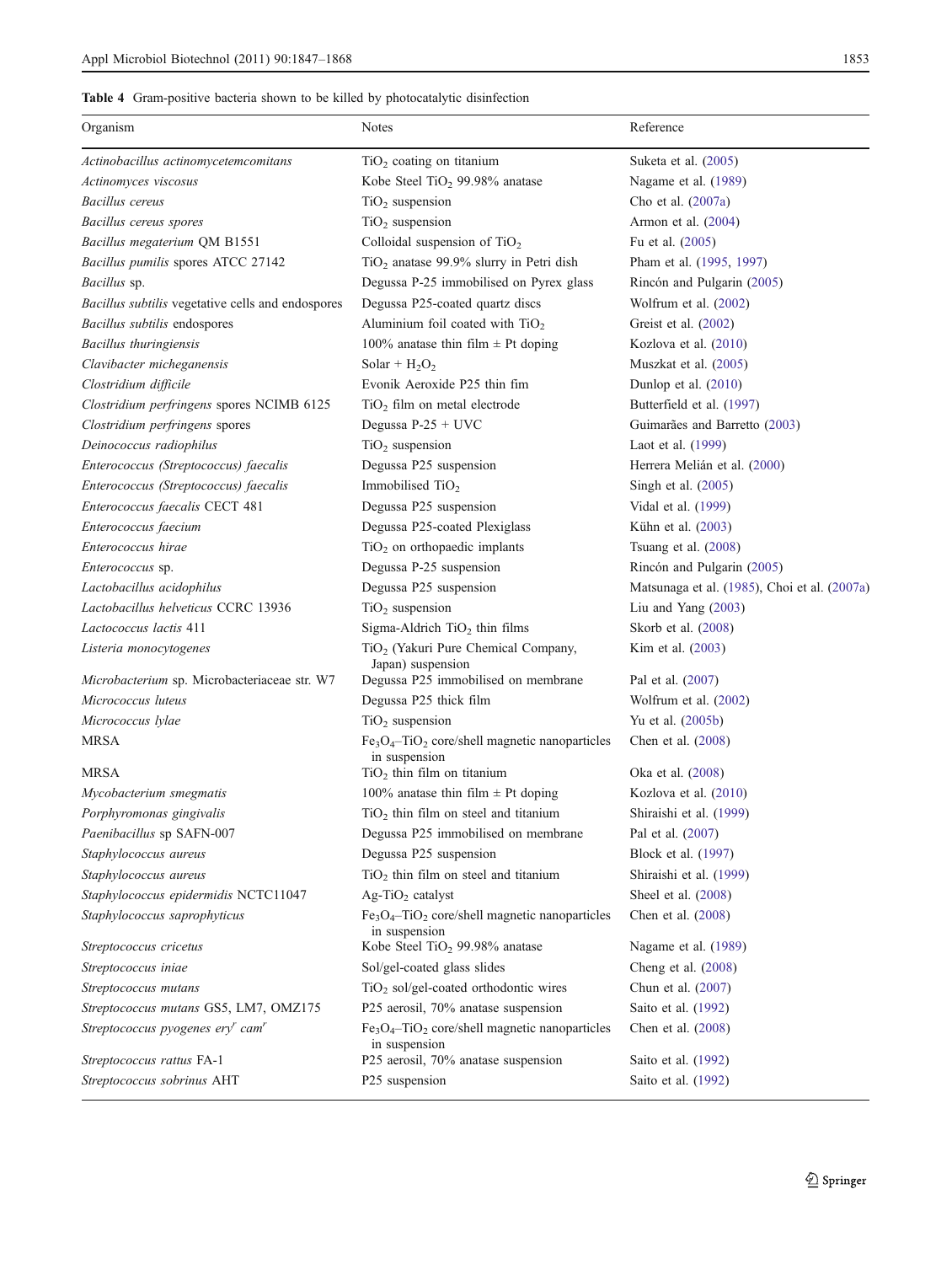**Table 4** Gram-positive bacteria shown to be killed by photocatalytic disinfection

| Organism | Notes | Reference |
|---|---|---|
| *Actinobacillus actinomycetemcomitans* | $TiO_2$ coating on titanium | Suketa et al. (2005) |
| *Actinomyces viscosus* | Kobe Steel $TiO_2$ 99.98% anatase | Nagame et al. (1989) |
| *Bacillus cereus* | $TiO_2$ suspension | Cho et al. (2007a) |
| *Bacillus cereus spores* | $TiO_2$ suspension | Armon et al. (2004) |
| *Bacillus megaterium* QM B1551 | Colloidal suspension of $TiO_2$ | Fu et al. (2005) |
| *Bacillus pumilis* spores ATCC 27142 | $TiO_2$ anatase 99.9% slurry in Petri dish | Pham et al. (1995, 1997) |
| *Bacillus* sp. | Degussa P-25 immobilised on Pyrex glass | Rincón and Pulgarin (2005) |
| *Bacillus subtilis* vegetative cells and endospores | Degussa P25-coated quartz discs | Wolfrum et al. (2002) |
| *Bacillus subtilis* endospores | Aluminium foil coated with $TiO_2$ | Greist et al. (2002) |
| *Bacillus thuringiensis* | 100% anatase thin film ± Pt doping | Kozlova et al. (2010) |
| *Clavibacter micheganensis* | Solar + $H_2O_2$ | Muszkat et al. (2005) |
| *Clostridium difficile* | Evonik Aeroxide P25 thin fim | Dunlop et al. (2010) |
| *Clostridium perfringens* spores NCIMB 6125 | $TiO_2$ film on metal electrode | Butterfield et al. (1997) |
| *Clostridium perfringens* spores | Degussa P-25 + UVC | Guimarães and Barretto (2003) |
| *Deinococcus radiophilus* | $TiO_2$ suspension | Laot et al. (1999) |
| *Enterococcus (Streptococcus) faecalis* | Degussa P25 suspension | Herrera Melián et al. (2000) |
| *Enterococcus (Streptococcus) faecalis* | Immobilised $TiO_2$ | Singh et al. (2005) |
| *Enterococcus faecalis* CECT 481 | Degussa P25 suspension | Vidal et al. (1999) |
| *Enterococcus faecium* | Degussa P25-coated Plexiglass | Kühn et al. (2003) |
| *Enterococcus hirae* | $TiO_2$ on orthopaedic implants | Tsuang et al. (2008) |
| *Enterococcus* sp. | Degussa P-25 suspension | Rincón and Pulgarin (2005) |
| *Lactobacillus acidophilus* | Degussa P25 suspension | Matsunaga et al. (1985), Choi et al. (2007a) |
| *Lactobacillus helveticus* CCRC 13936 | $TiO_2$ suspension | Liu and Yang (2003) |
| *Lactococcus lactis* 411 | Sigma-Aldrich $TiO_2$ thin films | Skorb et al. (2008) |
| *Listeria monocytogenes* | $TiO_2$ (Yakuri Pure Chemical Company, Japan) suspension | Kim et al. (2003) |
| *Microbacterium* sp. Microbacteriaceae str. W7 | Degussa P25 immobilised on membrane | Pal et al. (2007) |
| *Micrococcus luteus* | Degussa P25 thick film | Wolfrum et al. (2002) |
| *Micrococcus lylae* | $TiO_2$ suspension | Yu et al. (2005b) |
| MRSA | $Fe_3O_4$–$TiO_2$ core/shell magnetic nanoparticles in suspension | Chen et al. (2008) |
| MRSA | $TiO_2$ thin film on titanium | Oka et al. (2008) |
| *Mycobacterium smegmatis* | 100% anatase thin film ± Pt doping | Kozlova et al. (2010) |
| *Porphyromonas gingivalis* | $TiO_2$ thin film on steel and titanium | Shiraishi et al. (1999) |
| *Paenibacillus* sp SAFN-007 | Degussa P25 immobilised on membrane | Pal et al. (2007) |
| *Staphylococcus aureus* | Degussa P25 suspension | Block et al. (1997) |
| *Staphylococcus aureus* | $TiO_2$ thin film on steel and titanium | Shiraishi et al. (1999) |
| *Staphylococcus epidermidis* NCTC11047 | Ag-$TiO_2$ catalyst | Sheel et al. (2008) |
| *Staphylococcus saprophyticus* | $Fe_3O_4$–$TiO_2$ core/shell magnetic nanoparticles in suspension | Chen et al. (2008) |
| *Streptococcus cricetus* | Kobe Steel $TiO_2$ 99.98% anatase | Nagame et al. (1989) |
| *Streptococcus iniae* | Sol/gel-coated glass slides | Cheng et al. (2008) |
| *Streptococcus mutans* | $TiO_2$ sol/gel-coated orthodontic wires | Chun et al. (2007) |
| *Streptococcus mutans* GS5, LM7, OMZ175 | P25 aerosil, 70% anatase suspension | Saito et al. (1992) |
| *Streptococcus pyogenes* $ery^r$ $cam^r$ | $Fe_3O_4$–$TiO_2$ core/shell magnetic nanoparticles in suspension | Chen et al. (2008) |
| *Streptococcus rattus* FA-1 | P25 aerosil, 70% anatase suspension | Saito et al. (1992) |
| *Streptococcus sobrinus* AHT | P25 suspension | Saito et al. (1992) |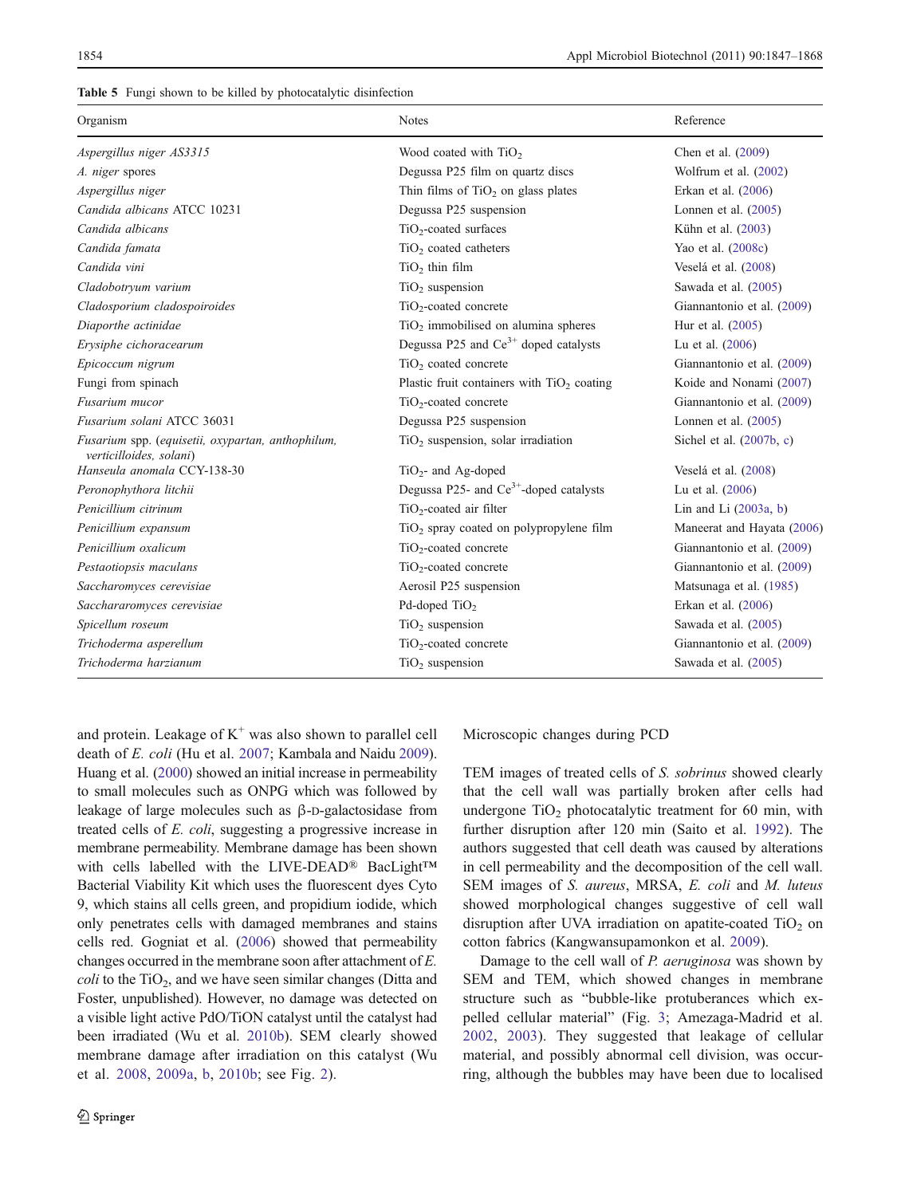**Table 5** Fungi shown to be killed by photocatalytic disinfection

| Organism | Notes | Reference |
|---|---|---|
| *Aspergillus niger AS3315* | Wood coated with $TiO_2$ | Chen et al. (2009) |
| *A. niger* spores | Degussa P25 film on quartz discs | Wolfrum et al. (2002) |
| *Aspergillus niger* | Thin films of $TiO_2$ on glass plates | Erkan et al. (2006) |
| *Candida albicans* ATCC 10231 | Degussa P25 suspension | Lonnen et al. (2005) |
| *Candida albicans* | $TiO_2$-coated surfaces | Kühn et al. (2003) |
| *Candida famata* | $TiO_2$ coated catheters | Yao et al. (2008c) |
| *Candida vini* | $TiO_2$ thin film | Veselá et al. (2008) |
| *Cladobotryum varium* | $TiO_2$ suspension | Sawada et al. (2005) |
| *Cladosporium cladospoiroides* | $TiO_2$-coated concrete | Giannantonio et al. (2009) |
| *Diaporthe actinidae* | $TiO_2$ immobilised on alumina spheres | Hur et al. (2005) |
| *Erysiphe cichoracearum* | Degussa P25 and $Ce^{3+}$ doped catalysts | Lu et al. (2006) |
| *Epicoccum nigrum* | $TiO_2$ coated concrete | Giannantonio et al. (2009) |
| Fungi from spinach | Plastic fruit containers with $TiO_2$ coating | Koide and Nonami (2007) |
| *Fusarium mucor* | $TiO_2$-coated concrete | Giannantonio et al. (2009) |
| *Fusarium solani* ATCC 36031 | Degussa P25 suspension | Lonnen et al. (2005) |
| *Fusarium* spp. (*equisetii, oxypartan, anthophilum, verticilloides, solani*) | $TiO_2$ suspension, solar irradiation | Sichel et al. (2007b, c) |
| *Hanseula anomala* CCY-138-30 | $TiO_2$- and Ag-doped | Veselá et al. (2008) |
| *Peronophythora litchii* | Degussa P25- and $Ce^{3+}$-doped catalysts | Lu et al. (2006) |
| *Penicillium citrinum* | $TiO_2$-coated air filter | Lin and Li (2003a, b) |
| *Penicillium expansum* | $TiO_2$ spray coated on polypropylene film | Maneerat and Hayata (2006) |
| *Penicillium oxalicum* | $TiO_2$-coated concrete | Giannantonio et al. (2009) |
| *Pestaotiopsis maculans* | $TiO_2$-coated concrete | Giannantonio et al. (2009) |
| *Saccharomyces cerevisiae* | Aerosil P25 suspension | Matsunaga et al. (1985) |
| *Sacchararomyces cerevisiae* | Pd-doped $TiO_2$ | Erkan et al. (2006) |
| *Spicellum roseum* | $TiO_2$ suspension | Sawada et al. (2005) |
| *Trichoderma asperellum* | $TiO_2$-coated concrete | Giannantonio et al. (2009) |
| *Trichoderma harzianum* | $TiO_2$ suspension | Sawada et al. (2005) |

and protein. Leakage of $K^+$ was also shown to parallel cell death of *E. coli* (Hu et al. 2007; Kambala and Naidu 2009). Huang et al. (2000) showed an initial increase in permeability to small molecules such as ONPG which was followed by leakage of large molecules such as β-D-galactosidase from treated cells of *E. coli*, suggesting a progressive increase in membrane permeability. Membrane damage has been shown with cells labelled with the LIVE-DEAD® BacLight™ Bacterial Viability Kit which uses the fluorescent dyes Cyto 9, which stains all cells green, and propidium iodide, which only penetrates cells with damaged membranes and stains cells red. Gogniat et al. (2006) showed that permeability changes occurred in the membrane soon after attachment of *E. coli* to the $TiO_2$, and we have seen similar changes (Ditta and Foster, unpublished). However, no damage was detected on a visible light active PdO/TiON catalyst until the catalyst had been irradiated (Wu et al. 2010b). SEM clearly showed membrane damage after irradiation on this catalyst (Wu et al. 2008, 2009a, b, 2010b; see Fig. 2).

Microscopic changes during PCD

TEM images of treated cells of *S. sobrinus* showed clearly that the cell wall was partially broken after cells had undergone $TiO_2$ photocatalytic treatment for 60 min, with further disruption after 120 min (Saito et al. 1992). The authors suggested that cell death was caused by alterations in cell permeability and the decomposition of the cell wall. SEM images of *S. aureus*, MRSA, *E. coli* and *M. luteus* showed morphological changes suggestive of cell wall disruption after UVA irradiation on apatite-coated $TiO_2$ on cotton fabrics (Kangwansupamonkon et al. 2009).

Damage to the cell wall of *P. aeruginosa* was shown by SEM and TEM, which showed changes in membrane structure such as "bubble-like protuberances which expelled cellular material" (Fig. 3; Amezaga-Madrid et al. 2002, 2003). They suggested that leakage of cellular material, and possibly abnormal cell division, was occurring, although the bubbles may have been due to localised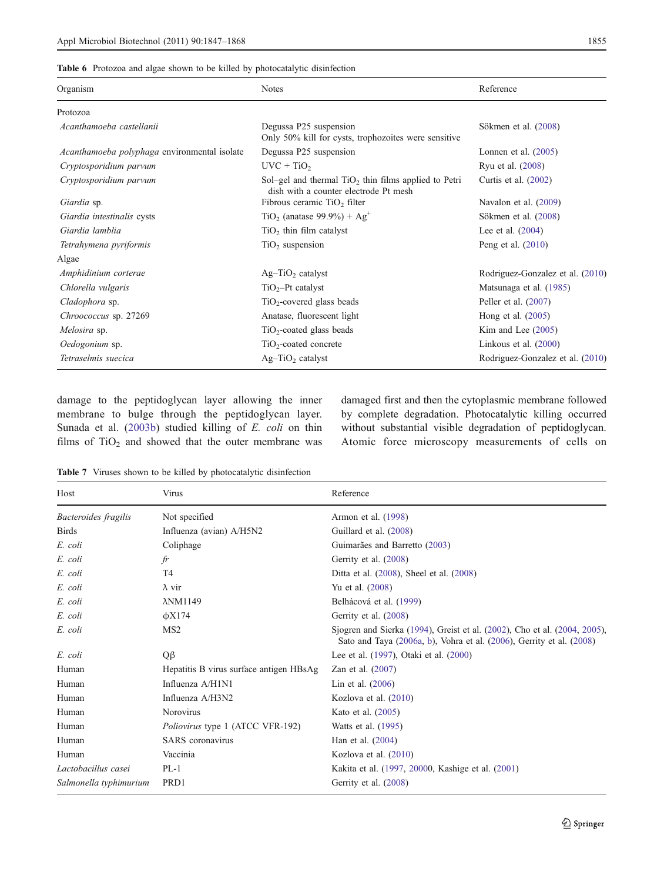**Table 6** Protozoa and algae shown to be killed by photocatalytic disinfection

| Organism | Notes | Reference |
|---|---|---|
| Protozoa | | |
| *Acanthamoeba castellanii* | Degussa P25 suspension<br>Only 50% kill for cysts, trophozoites were sensitive | Sökmen et al. (2008) |
| *Acanthamoeba polyphaga* environmental isolate | Degussa P25 suspension | Lonnen et al. (2005) |
| *Cryptosporidium parvum* | UVC + $TiO_2$ | Ryu et al. (2008) |
| *Cryptosporidium parvum* | Sol–gel and thermal $TiO_2$ thin films applied to Petri dish with a counter electrode Pt mesh | Curtis et al. (2002) |
| *Giardia* sp. | Fibrous ceramic $TiO_2$ filter | Navalon et al. (2009) |
| *Giardia intestinalis* cysts | $TiO_2$ (anatase 99.9%) + $Ag^+$ | Sökmen et al. (2008) |
| *Giardia lamblia* | $TiO_2$ thin film catalyst | Lee et al. (2004) |
| *Tetrahymena pyriformis* | $TiO_2$ suspension | Peng et al. (2010) |
| Algae | | |
| *Amphidinium corterae* | Ag–$TiO_2$ catalyst | Rodriguez-Gonzalez et al. (2010) |
| *Chlorella vulgaris* | $TiO_2$–Pt catalyst | Matsunaga et al. (1985) |
| *Cladophora* sp. | $TiO_2$-covered glass beads | Peller et al. (2007) |
| *Chroococcus* sp. 27269 | Anatase, fluorescent light | Hong et al. (2005) |
| *Melosira* sp. | $TiO_2$-coated glass beads | Kim and Lee (2005) |
| *Oedogonium* sp. | $TiO_2$-coated concrete | Linkous et al. (2000) |
| *Tetraselmis suecica* | Ag–$TiO_2$ catalyst | Rodriguez-Gonzalez et al. (2010) |

damage to the peptidoglycan layer allowing the inner membrane to bulge through the peptidoglycan layer. Sunada et al. (2003b) studied killing of *E. coli* on thin films of $TiO_2$ and showed that the outer membrane was damaged first and then the cytoplasmic membrane followed by complete degradation. Photocatalytic killing occurred without substantial visible degradation of peptidoglycan. Atomic force microscopy measurements of cells on

**Table 7** Viruses shown to be killed by photocatalytic disinfection

| Host | Virus | Reference |
|---|---|---|
| *Bacteroides fragilis* | Not specified | Armon et al. (1998) |
| Birds | Influenza (avian) A/H5N2 | Guillard et al. (2008) |
| *E. coli* | Coliphage | Guimarães and Barretto (2003) |
| *E. coli* | *fr* | Gerrity et al. (2008) |
| *E. coli* | T4 | Ditta et al. (2008), Sheel et al. (2008) |
| *E. coli* | λ vir | Yu et al. (2008) |
| *E. coli* | λNM1149 | Belhácová et al. (1999) |
| *E. coli* | ϕX174 | Gerrity et al. (2008) |
| *E. coli* | MS2 | Sjogren and Sierka (1994), Greist et al. (2002), Cho et al. (2004, 2005), Sato and Taya (2006a, b), Vohra et al. (2006), Gerrity et al. (2008) |
| *E. coli* | Qβ | Lee et al. (1997), Otaki et al. (2000) |
| Human | Hepatitis B virus surface antigen HBsAg | Zan et al. (2007) |
| Human | Influenza A/H1N1 | Lin et al. (2006) |
| Human | Influenza A/H3N2 | Kozlova et al. (2010) |
| Human | Norovirus | Kato et al. (2005) |
| Human | *Poliovirus* type 1 (ATCC VFR-192) | Watts et al. (1995) |
| Human | SARS coronavirus | Han et al. (2004) |
| Human | Vaccinia | Kozlova et al. (2010) |
| *Lactobacillus casei* | PL-1 | Kakita et al. (1997, 20000, Kashige et al. (2001) |
| *Salmonella typhimurium* | PRD1 | Gerrity et al. (2008) |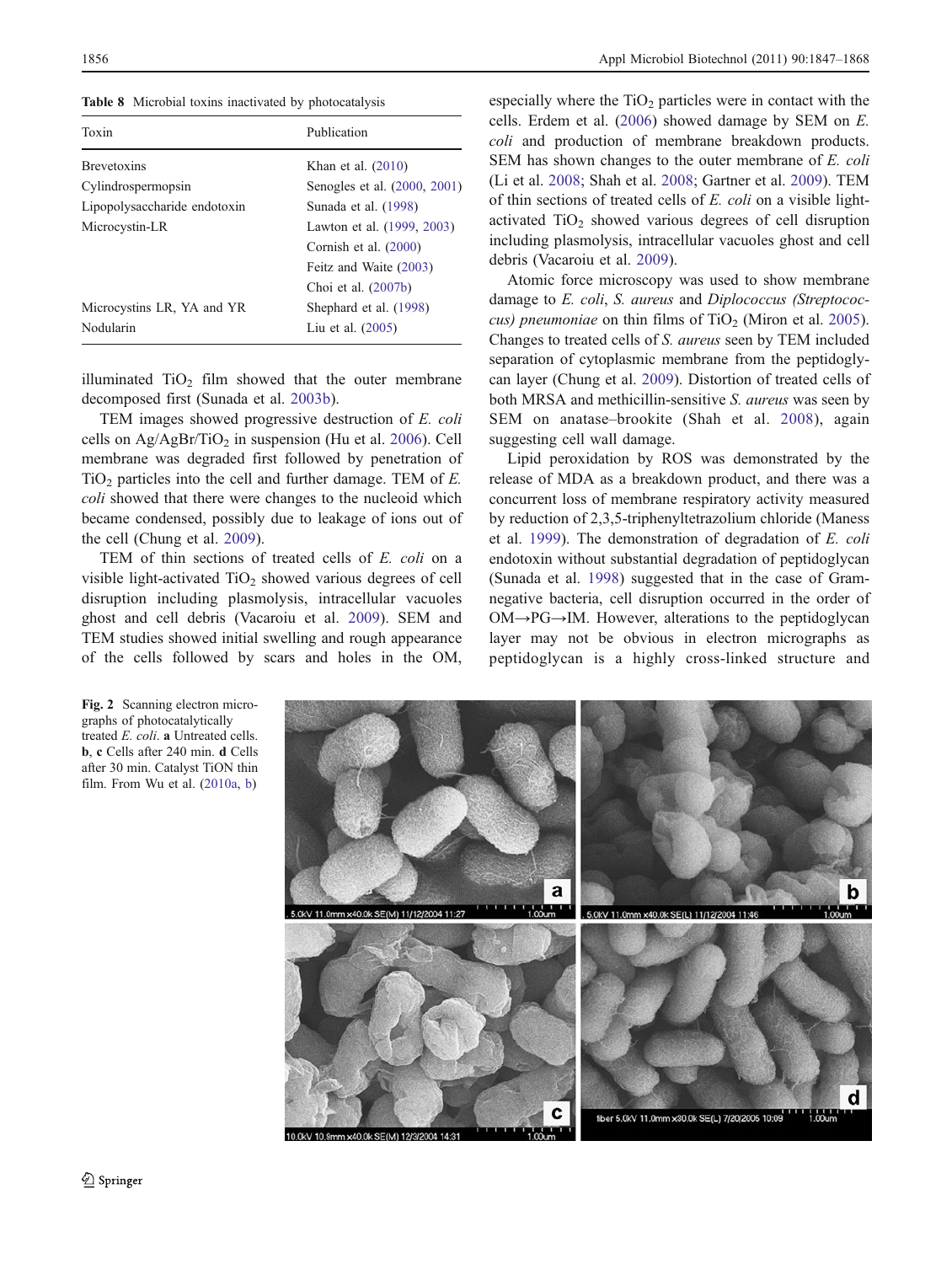**Table 8** Microbial toxins inactivated by photocatalysis

| Toxin | Publication |
|---|---|
| Brevetoxins | Khan et al. (2010) |
| Cylindrospermopsin | Senogles et al. (2000, 2001) |
| Lipopolysaccharide endotoxin | Sunada et al. (1998) |
| Microcystin-LR | Lawton et al. (1999, 2003) |
| | Cornish et al. (2000) |
| | Feitz and Waite (2003) |
| | Choi et al. (2007b) |
| Microcystins LR, YA and YR | Shephard et al. (1998) |
| Nodularin | Liu et al. (2005) |

illuminated $TiO_2$ film showed that the outer membrane decomposed first (Sunada et al. 2003b).

TEM images showed progressive destruction of *E. coli* cells on Ag/AgBr/$TiO_2$ in suspension (Hu et al. 2006). Cell membrane was degraded first followed by penetration of $TiO_2$ particles into the cell and further damage. TEM of *E. coli* showed that there were changes to the nucleoid which became condensed, possibly due to leakage of ions out of the cell (Chung et al. 2009).

TEM of thin sections of treated cells of *E. coli* on a visible light-activated $TiO_2$ showed various degrees of cell disruption including plasmolysis, intracellular vacuoles ghost and cell debris (Vacaroiu et al. 2009). SEM and TEM studies showed initial swelling and rough appearance of the cells followed by scars and holes in the OM, especially where the $TiO_2$ particles were in contact with the cells. Erdem et al. (2006) showed damage by SEM on *E. coli* and production of membrane breakdown products. SEM has shown changes to the outer membrane of *E. coli* (Li et al. 2008; Shah et al. 2008; Gartner et al. 2009). TEM of thin sections of treated cells of *E. coli* on a visible light-activated $TiO_2$ showed various degrees of cell disruption including plasmolysis, intracellular vacuoles ghost and cell debris (Vacaroiu et al. 2009).

Atomic force microscopy was used to show membrane damage to *E. coli*, *S. aureus* and *Diplococcus (Streptococcus) pneumoniae* on thin films of $TiO_2$ (Miron et al. 2005). Changes to treated cells of *S. aureus* seen by TEM included separation of cytoplasmic membrane from the peptidoglycan layer (Chung et al. 2009). Distortion of treated cells of both MRSA and methicillin-sensitive *S. aureus* was seen by SEM on anatase–brookite (Shah et al. 2008), again suggesting cell wall damage.

Lipid peroxidation by ROS was demonstrated by the release of MDA as a breakdown product, and there was a concurrent loss of membrane respiratory activity measured by reduction of 2,3,5-triphenyltetrazolium chloride (Maness et al. 1999). The demonstration of degradation of *E. coli* endotoxin without substantial degradation of peptidoglycan (Sunada et al. 1998) suggested that in the case of Gram-negative bacteria, cell disruption occurred in the order of OM→PG→IM. However, alterations to the peptidoglycan layer may not be obvious in electron micrographs as peptidoglycan is a highly cross-linked structure and

**Fig. 2** Scanning electron micrographs of photocatalytically treated *E. coli*. **a** Untreated cells. **b**, **c** Cells after 240 min. **d** Cells after 30 min. Catalyst TiON thin film. From Wu et al. (2010a, b)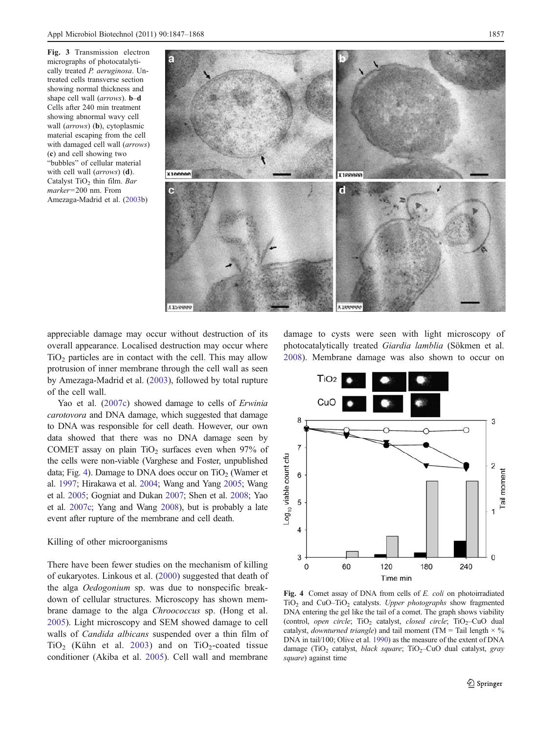**Fig. 3** Transmission electron micrographs of photocatalytically treated *P. aeruginosa*. Untreated cells transverse section showing normal thickness and shape cell wall (*arrows*). **b**–**d** Cells after 240 min treatment showing abnormal wavy cell wall (*arrows*) (**b**), cytoplasmic material escaping from the cell with damaged cell wall (*arrows*) (**c**) and cell showing two "bubbles" of cellular material with cell wall (*arrows*) (**d**). Catalyst $TiO_2$ thin film. *Bar marker*=200 nm. From Amezaga-Madrid et al. (2003b)

appreciable damage may occur without destruction of its overall appearance. Localised destruction may occur where $TiO_2$ particles are in contact with the cell. This may allow protrusion of inner membrane through the cell wall as seen by Amezaga-Madrid et al. (2003), followed by total rupture of the cell wall.

Yao et al. (2007c) showed damage to cells of *Erwinia carotovora* and DNA damage, which suggested that damage to DNA was responsible for cell death. However, our own data showed that there was no DNA damage seen by COMET assay on plain $TiO_2$ surfaces even when 97% of the cells were non-viable (Varghese and Foster, unpublished data; Fig. 4). Damage to DNA does occur on $TiO_2$ (Wamer et al. 1997; Hirakawa et al. 2004; Wang and Yang 2005; Wang et al. 2005; Gogniat and Dukan 2007; Shen et al. 2008; Yao et al. 2007c; Yang and Wang 2008), but is probably a late event after rupture of the membrane and cell death.

## Killing of other microorganisms

There have been fewer studies on the mechanism of killing of eukaryotes. Linkous et al. (2000) suggested that death of the alga *Oedogonium* sp. was due to nonspecific breakdown of cellular structures. Microscopy has shown membrane damage to the alga *Chroococcus* sp. (Hong et al. 2005). Light microscopy and SEM showed damage to cell walls of *Candida albicans* suspended over a thin film of $TiO_2$ (Kühn et al. 2003) and on $TiO_2$-coated tissue conditioner (Akiba et al. 2005). Cell wall and membrane damage to cysts were seen with light microscopy of photocatalytically treated *Giardia lamblia* (Sökmen et al. 2008). Membrane damage was also shown to occur on

**Fig. 4** Comet assay of DNA from cells of *E. coli* on photoirradiated $TiO_2$ and CuO–$TiO_2$ catalysts. *Upper photographs* show fragmented DNA entering the gel like the tail of a comet. The graph shows viability (control, *open circle*; $TiO_2$ catalyst, *closed circle*; $TiO_2$–CuO dual catalyst, *downturned triangle*) and tail moment (TM = Tail length × % DNA in tail/100; Olive et al. 1990) as the measure of the extent of DNA damage ($TiO_2$ catalyst, *black square*; $TiO_2$–CuO dual catalyst, *gray square*) against time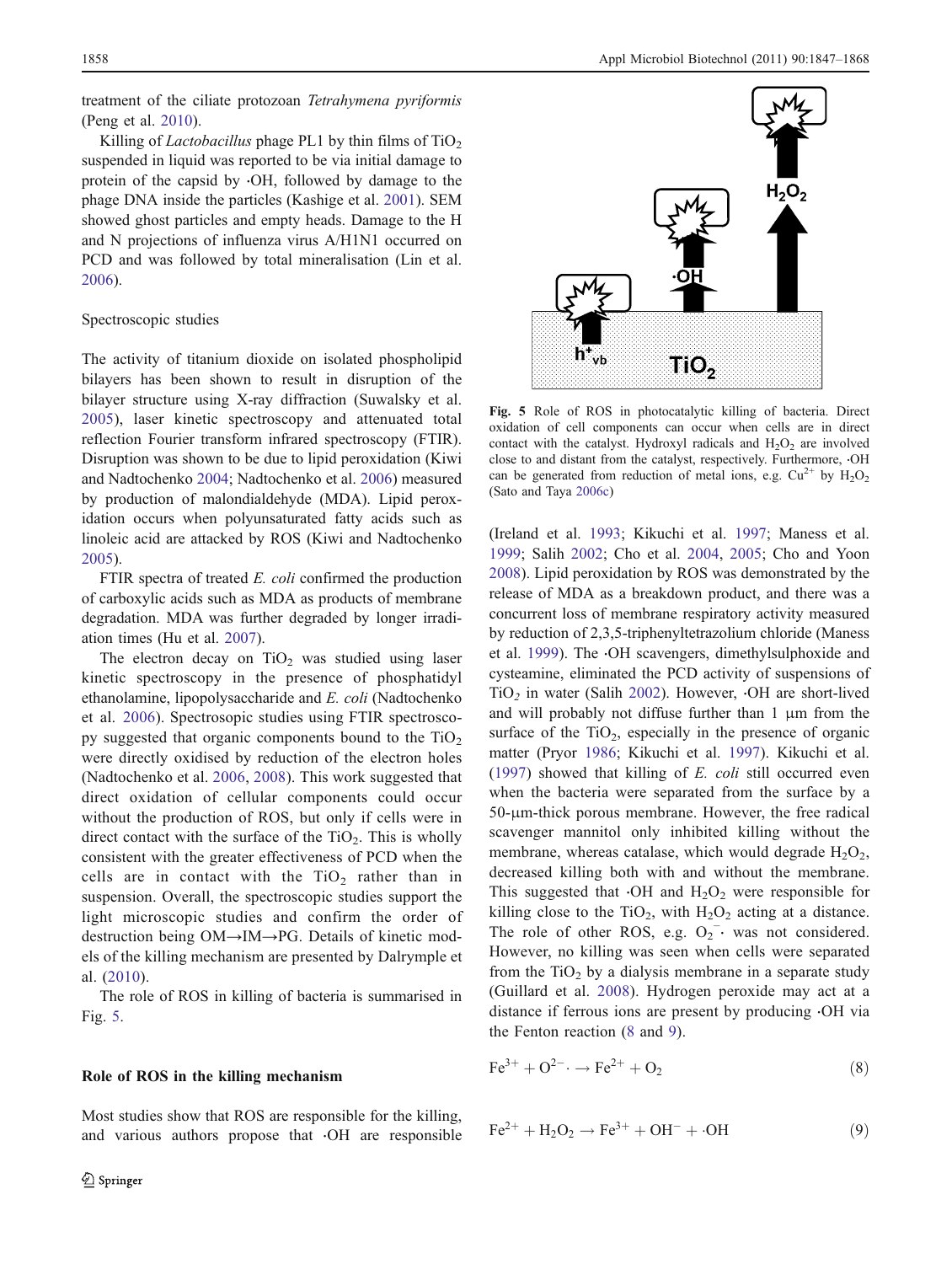treatment of the ciliate protozoan *Tetrahymena pyriformis* (Peng et al. 2010).

Killing of *Lactobacillus* phage PL1 by thin films of $TiO_2$ suspended in liquid was reported to be via initial damage to protein of the capsid by ·OH, followed by damage to the phage DNA inside the particles (Kashige et al. 2001). SEM showed ghost particles and empty heads. Damage to the H and N projections of influenza virus A/H1N1 occurred on PCD and was followed by total mineralisation (Lin et al. 2006).

### Spectroscopic studies

The activity of titanium dioxide on isolated phospholipid bilayers has been shown to result in disruption of the bilayer structure using X-ray diffraction (Suwalsky et al. 2005), laser kinetic spectroscopy and attenuated total reflection Fourier transform infrared spectroscopy (FTIR). Disruption was shown to be due to lipid peroxidation (Kiwi and Nadtochenko 2004; Nadtochenko et al. 2006) measured by production of malondialdehyde (MDA). Lipid peroxidation occurs when polyunsaturated fatty acids such as linoleic acid are attacked by ROS (Kiwi and Nadtochenko 2005).

FTIR spectra of treated *E. coli* confirmed the production of carboxylic acids such as MDA as products of membrane degradation. MDA was further degraded by longer irradiation times (Hu et al. 2007).

The electron decay on $TiO_2$ was studied using laser kinetic spectroscopy in the presence of phosphatidyl ethanolamine, lipopolysaccharide and *E. coli* (Nadtochenko et al. 2006). Spectrosopic studies using FTIR spectroscopy suggested that organic components bound to the $TiO_2$ were directly oxidised by reduction of the electron holes (Nadtochenko et al. 2006, 2008). This work suggested that direct oxidation of cellular components could occur without the production of ROS, but only if cells were in direct contact with the surface of the $TiO_2$. This is wholly consistent with the greater effectiveness of PCD when the cells are in contact with the $TiO_2$ rather than in suspension. Overall, the spectroscopic studies support the light microscopic studies and confirm the order of destruction being OM→IM→PG. Details of kinetic models of the killing mechanism are presented by Dalrymple et al. (2010).

The role of ROS in killing of bacteria is summarised in Fig. 5.

**Fig. 5** Role of ROS in photocatalytic killing of bacteria. Direct oxidation of cell components can occur when cells are in direct contact with the catalyst. Hydroxyl radicals and $H_2O_2$ are involved close to and distant from the catalyst, respectively. Furthermore, ·OH can be generated from reduction of metal ions, e.g. $Cu^{2+}$ by $H_2O_2$ (Sato and Taya 2006c)

### Role of ROS in the killing mechanism

Most studies show that ROS are responsible for the killing, and various authors propose that ·OH are responsible (Ireland et al. 1993; Kikuchi et al. 1997; Maness et al. 1999; Salih 2002; Cho et al. 2004, 2005; Cho and Yoon 2008). Lipid peroxidation by ROS was demonstrated by the release of MDA as a breakdown product, and there was a concurrent loss of membrane respiratory activity measured by reduction of 2,3,5-triphenyltetrazolium chloride (Maness et al. 1999). The ·OH scavengers, dimethylsulphoxide and cysteamine, eliminated the PCD activity of suspensions of $TiO_2$ in water (Salih 2002). However, ·OH are short-lived and will probably not diffuse further than 1 μm from the surface of the $TiO_2$, especially in the presence of organic matter (Pryor 1986; Kikuchi et al. 1997). Kikuchi et al. (1997) showed that killing of *E. coli* still occurred even when the bacteria were separated from the surface by a 50-μm-thick porous membrane. However, the free radical scavenger mannitol only inhibited killing without the membrane, whereas catalase, which would degrade $H_2O_2$, decreased killing both with and without the membrane. This suggested that ·OH and $H_2O_2$ were responsible for killing close to the $TiO_2$, with $H_2O_2$ acting at a distance. The role of other ROS, e.g. $O_2^{-}$· was not considered. However, no killing was seen when cells were separated from the $TiO_2$ by a dialysis membrane in a separate study (Guillard et al. 2008). Hydrogen peroxide may act at a distance if ferrous ions are present by producing ·OH via the Fenton reaction (8 and 9).

$$Fe^{3+} + O^{2-}\cdot \rightarrow Fe^{2+} + O_2 \tag{8}$$

$$Fe^{2+} + H_2O_2 \rightarrow Fe^{3+} + OH^- + \cdot OH \tag{9}$$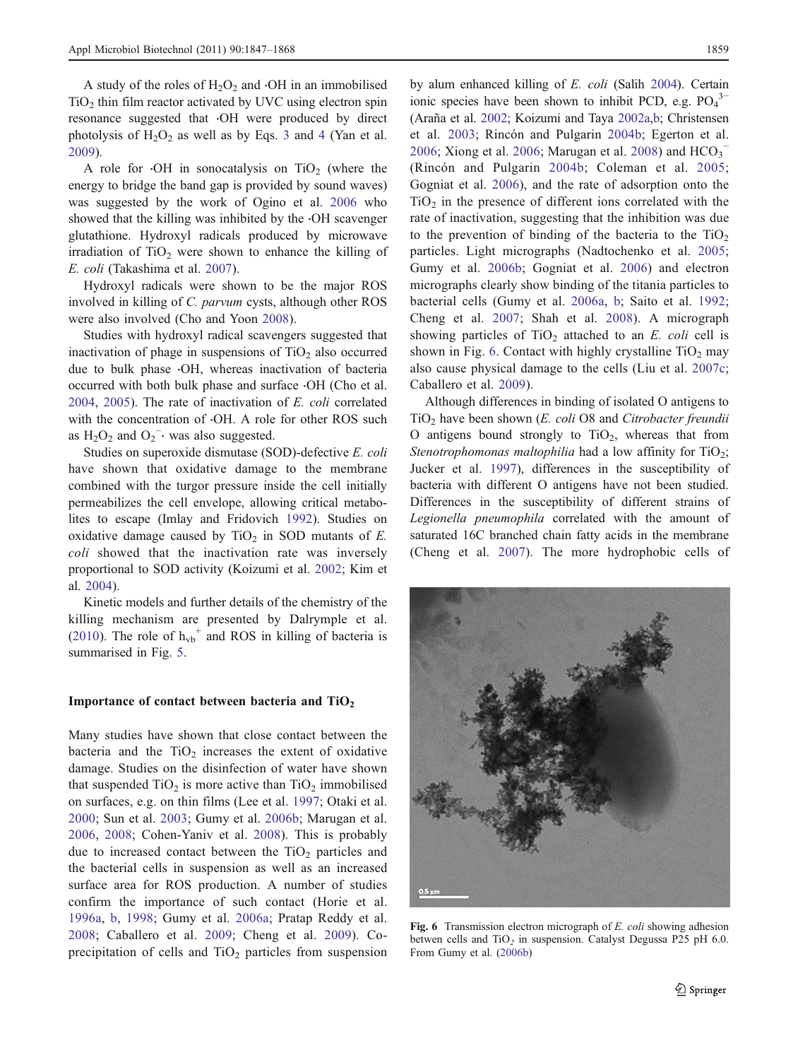A study of the roles of $H_2O_2$ and ·OH in an immobilised $TiO_2$ thin film reactor activated by UVC using electron spin resonance suggested that ·OH were produced by direct photolysis of $H_2O_2$ as well as by Eqs. 3 and 4 (Yan et al. 2009).

A role for ·OH in sonocatalysis on $TiO_2$ (where the energy to bridge the band gap is provided by sound waves) was suggested by the work of Ogino et al. 2006 who showed that the killing was inhibited by the ·OH scavenger glutathione. Hydroxyl radicals produced by microwave irradiation of $TiO_2$ were shown to enhance the killing of *E. coli* (Takashima et al. 2007).

Hydroxyl radicals were shown to be the major ROS involved in killing of *C. parvum* cysts, although other ROS were also involved (Cho and Yoon 2008).

Studies with hydroxyl radical scavengers suggested that inactivation of phage in suspensions of $TiO_2$ also occurred due to bulk phase ·OH, whereas inactivation of bacteria occurred with both bulk phase and surface ·OH (Cho et al. 2004, 2005). The rate of inactivation of *E. coli* correlated with the concentration of ·OH. A role for other ROS such as $H_2O_2$ and $O_2^{-}$· was also suggested.

Studies on superoxide dismutase (SOD)-defective *E. coli* have shown that oxidative damage to the membrane combined with the turgor pressure inside the cell initially permeabilizes the cell envelope, allowing critical metabolites to escape (Imlay and Fridovich 1992). Studies on oxidative damage caused by $TiO_2$ in SOD mutants of *E. coli* showed that the inactivation rate was inversely proportional to SOD activity (Koizumi et al. 2002; Kim et al. 2004).

Kinetic models and further details of the chemistry of the killing mechanism are presented by Dalrymple et al. (2010). The role of $h_{vb}^{+}$ and ROS in killing of bacteria is summarised in Fig. 5.

## Importance of contact between bacteria and $TiO_2$

Many studies have shown that close contact between the bacteria and the $TiO_2$ increases the extent of oxidative damage. Studies on the disinfection of water have shown that suspended $TiO_2$ is more active than $TiO_2$ immobilised on surfaces, e.g. on thin films (Lee et al. 1997; Otaki et al. 2000; Sun et al. 2003; Gumy et al. 2006b; Marugan et al. 2006, 2008; Cohen-Yaniv et al. 2008). This is probably due to increased contact between the $TiO_2$ particles and the bacterial cells in suspension as well as an increased surface area for ROS production. A number of studies confirm the importance of such contact (Horie et al. 1996a, b, 1998; Gumy et al. 2006a; Pratap Reddy et al. 2008; Caballero et al. 2009; Cheng et al. 2009). Co-precipitation of cells and $TiO_2$ particles from suspension by alum enhanced killing of *E. coli* (Salih 2004). Certain ionic species have been shown to inhibit PCD, e.g. $PO_4^{3-}$ (Araña et al. 2002; Koizumi and Taya 2002a,b; Christensen et al. 2003; Rincón and Pulgarin 2004b; Egerton et al. 2006; Xiong et al. 2006; Marugan et al. 2008) and $HCO_3^{-}$ (Rincón and Pulgarin 2004b; Coleman et al. 2005; Gogniat et al. 2006), and the rate of adsorption onto the $TiO_2$ in the presence of different ions correlated with the rate of inactivation, suggesting that the inhibition was due to the prevention of binding of the bacteria to the $TiO_2$ particles. Light micrographs (Nadtochenko et al. 2005; Gumy et al. 2006b; Gogniat et al. 2006) and electron micrographs clearly show binding of the titania particles to bacterial cells (Gumy et al. 2006a, b; Saito et al. 1992; Cheng et al. 2007; Shah et al. 2008). A micrograph showing particles of $TiO_2$ attached to an *E. coli* cell is shown in Fig. 6. Contact with highly crystalline $TiO_2$ may also cause physical damage to the cells (Liu et al. 2007c; Caballero et al. 2009).

Although differences in binding of isolated O antigens to $TiO_2$ have been shown (*E. coli* O8 and *Citrobacter freundii* O antigens bound strongly to $TiO_2$, whereas that from *Stenotrophomonas maltophilia* had a low affinity for $TiO_2$; Jucker et al. 1997), differences in the susceptibility of bacteria with different O antigens have not been studied. Differences in the susceptibility of different strains of *Legionella pneumophila* correlated with the amount of saturated 16C branched chain fatty acids in the membrane (Cheng et al. 2007). The more hydrophobic cells of

**Fig. 6** Transmission electron micrograph of *E. coli* showing adhesion betwen cells and $TiO_2$ in suspension. Catalyst Degussa P25 pH 6.0. From Gumy et al. (2006b)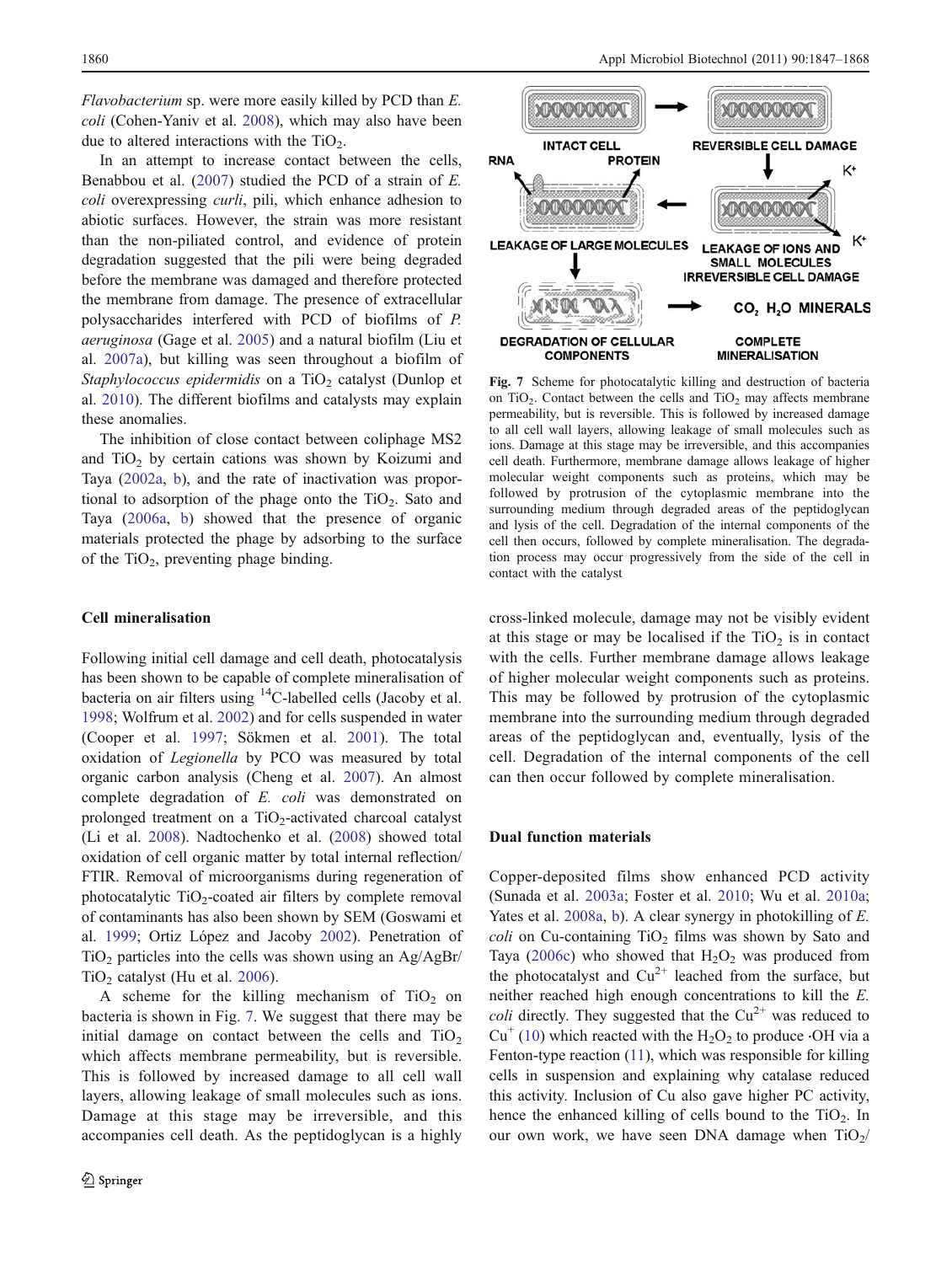*Flavobacterium* sp. were more easily killed by PCD than *E. coli* (Cohen-Yaniv et al. 2008), which may also have been due to altered interactions with the $TiO_2$.

In an attempt to increase contact between the cells, Benabbou et al. (2007) studied the PCD of a strain of *E. coli* overexpressing *curli*, pili, which enhance adhesion to abiotic surfaces. However, the strain was more resistant than the non-piliated control, and evidence of protein degradation suggested that the pili were being degraded before the membrane was damaged and therefore protected the membrane from damage. The presence of extracellular polysaccharides interfered with PCD of biofilms of *P. aeruginosa* (Gage et al. 2005) and a natural biofilm (Liu et al. 2007a), but killing was seen throughout a biofilm of *Staphylococcus epidermidis* on a $TiO_2$ catalyst (Dunlop et al. 2010). The different biofilms and catalysts may explain these anomalies.

The inhibition of close contact between coliphage MS2 and $TiO_2$ by certain cations was shown by Koizumi and Taya (2002a, b), and the rate of inactivation was proportional to adsorption of the phage onto the $TiO_2$. Sato and Taya (2006a, b) showed that the presence of organic materials protected the phage by adsorbing to the surface of the $TiO_2$, preventing phage binding.

## Cell mineralisation

Following initial cell damage and cell death, photocatalysis has been shown to be capable of complete mineralisation of bacteria on air filters using $^{14}C$-labelled cells (Jacoby et al. 1998; Wolfrum et al. 2002) and for cells suspended in water (Cooper et al. 1997; Sökmen et al. 2001). The total oxidation of *Legionella* by PCO was measured by total organic carbon analysis (Cheng et al. 2007). An almost complete degradation of *E. coli* was demonstrated on prolonged treatment on a $TiO_2$-activated charcoal catalyst (Li et al. 2008). Nadtochenko et al. (2008) showed total oxidation of cell organic matter by total internal reflection/FTIR. Removal of microorganisms during regeneration of photocatalytic $TiO_2$-coated air filters by complete removal of contaminants has also been shown by SEM (Goswami et al. 1999; Ortiz López and Jacoby 2002). Penetration of $TiO_2$ particles into the cells was shown using an Ag/AgBr/$TiO_2$ catalyst (Hu et al. 2006).

A scheme for the killing mechanism of $TiO_2$ on bacteria is shown in Fig. 7. We suggest that there may be initial damage on contact between the cells and $TiO_2$ which affects membrane permeability, but is reversible. This is followed by increased damage to all cell wall layers, allowing leakage of small molecules such as ions. Damage at this stage may be irreversible, and this accompanies cell death. As the peptidoglycan is a highly cross-linked molecule, damage may not be visibly evident at this stage or may be localised if the $TiO_2$ is in contact with the cells. Further membrane damage allows leakage of higher molecular weight components such as proteins. This may be followed by protrusion of the cytoplasmic membrane into the surrounding medium through degraded areas of the peptidoglycan and, eventually, lysis of the cell. Degradation of the internal components of the cell can then occur followed by complete mineralisation.

**Fig. 7** Scheme for photocatalytic killing and destruction of bacteria on $TiO_2$. Contact between the cells and $TiO_2$ may affects membrane permeability, but is reversible. This is followed by increased damage to all cell wall layers, allowing leakage of small molecules such as ions. Damage at this stage may be irreversible, and this accompanies cell death. Furthermore, membrane damage allows leakage of higher molecular weight components such as proteins, which may be followed by protrusion of the cytoplasmic membrane into the surrounding medium through degraded areas of the peptidoglycan and lysis of the cell. Degradation of the internal components of the cell then occurs, followed by complete mineralisation. The degradation process may occur progressively from the side of the cell in contact with the catalyst

## Dual function materials

Copper-deposited films show enhanced PCD activity (Sunada et al. 2003a; Foster et al. 2010; Wu et al. 2010a; Yates et al. 2008a, b). A clear synergy in photokilling of *E. coli* on Cu-containing $TiO_2$ films was shown by Sato and Taya (2006c) who showed that $H_2O_2$ was produced from the photocatalyst and $Cu^{2+}$ leached from the surface, but neither reached high enough concentrations to kill the *E. coli* directly. They suggested that the $Cu^{2+}$ was reduced to $Cu^{+}$ (10) which reacted with the $H_2O_2$ to produce ·OH via a Fenton-type reaction (11), which was responsible for killing cells in suspension and explaining why catalase reduced this activity. Inclusion of Cu also gave higher PC activity, hence the enhanced killing of cells bound to the $TiO_2$. In our own work, we have seen DNA damage when $TiO_2$/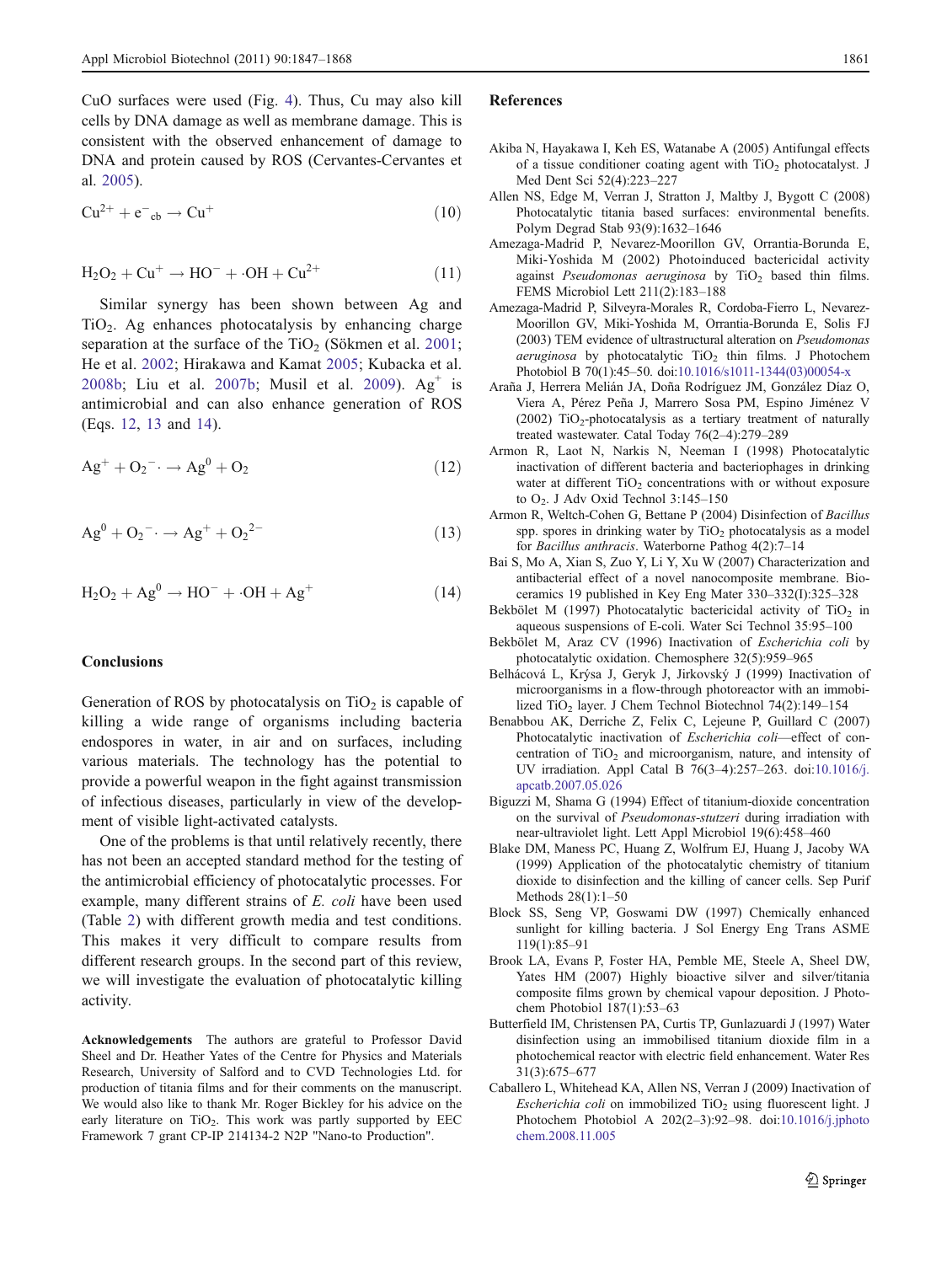CuO surfaces were used (Fig. 4). Thus, Cu may also kill cells by DNA damage as well as membrane damage. This is consistent with the observed enhancement of damage to DNA and protein caused by ROS (Cervantes-Cervantes et al. 2005).

$$Cu^{2+} + e^{-}_{cb} \rightarrow Cu^{+} \tag{10}$$

$$H_2O_2 + Cu^{+} \rightarrow HO^{-} + \cdot OH + Cu^{2+} \tag{11}$$

Similar synergy has been shown between Ag and $TiO_2$. Ag enhances photocatalysis by enhancing charge separation at the surface of the $TiO_2$ (Sökmen et al. 2001; He et al. 2002; Hirakawa and Kamat 2005; Kubacka et al. 2008b; Liu et al. 2007b; Musil et al. 2009). $Ag^{+}$ is antimicrobial and can also enhance generation of ROS (Eqs. 12, 13 and 14).

$$Ag^{+} + O_2^{-}\cdot \rightarrow Ag^{0} + O_2 \tag{12}$$

$$Ag^{0} + O_2^{-}\cdot \rightarrow Ag^{+} + O_2^{2-} \tag{13}$$

$$H_2O_2 + Ag^{0} \rightarrow HO^{-} + \cdot OH + Ag^{+} \tag{14}$$

## Conclusions

Generation of ROS by photocatalysis on $TiO_2$ is capable of killing a wide range of organisms including bacteria endospores in water, in air and on surfaces, including various materials. The technology has the potential to provide a powerful weapon in the fight against transmission of infectious diseases, particularly in view of the development of visible light-activated catalysts.

One of the problems is that until relatively recently, there has not been an accepted standard method for the testing of the antimicrobial efficiency of photocatalytic processes. For example, many different strains of *E. coli* have been used (Table 2) with different growth media and test conditions. This makes it very difficult to compare results from different research groups. In the second part of this review, we will investigate the evaluation of photocatalytic killing activity.

**Acknowledgements** The authors are grateful to Professor David Sheel and Dr. Heather Yates of the Centre for Physics and Materials Research, University of Salford and to CVD Technologies Ltd. for production of titania films and for their comments on the manuscript. We would also like to thank Mr. Roger Bickley for his advice on the early literature on $TiO_2$. This work was partly supported by EEC Framework 7 grant CP-IP 214134-2 N2P "Nano-to Production".

## References

Akiba N, Hayakawa I, Keh ES, Watanabe A (2005) Antifungal effects of a tissue conditioner coating agent with $TiO_2$ photocatalyst. J Med Dent Sci 52(4):223–227

Allen NS, Edge M, Verran J, Stratton J, Maltby J, Bygott C (2008) Photocatalytic titania based surfaces: environmental benefits. Polym Degrad Stab 93(9):1632–1646

Amezaga-Madrid P, Nevarez-Moorillon GV, Orrantia-Borunda E, Miki-Yoshida M (2002) Photoinduced bactericidal activity against *Pseudomonas aeruginosa* by $TiO_2$ based thin films. FEMS Microbiol Lett 211(2):183–188

Amezaga-Madrid P, Silveyra-Morales R, Cordoba-Fierro L, Nevarez-Moorillon GV, Miki-Yoshida M, Orrantia-Borunda E, Solis FJ (2003) TEM evidence of ultrastructural alteration on *Pseudomonas aeruginosa* by photocatalytic $TiO_2$ thin films. J Photochem Photobiol B 70(1):45–50. doi:10.1016/s1011-1344(03)00054-x

Araña J, Herrera Melián JA, Doña Rodríguez JM, González Díaz O, Viera A, Pérez Peña J, Marrero Sosa PM, Espino Jiménez V (2002) $TiO_2$-photocatalysis as a tertiary treatment of naturally treated wastewater. Catal Today 76(2–4):279–289

Armon R, Laot N, Narkis N, Neeman I (1998) Photocatalytic inactivation of different bacteria and bacteriophages in drinking water at different $TiO_2$ concentrations with or without exposure to $O_2$. J Adv Oxid Technol 3:145–150

Armon R, Weltch-Cohen G, Bettane P (2004) Disinfection of *Bacillus* spp. spores in drinking water by $TiO_2$ photocatalysis as a model for *Bacillus anthracis*. Waterborne Pathog 4(2):7–14

Bai S, Mo A, Xian S, Zuo Y, Li Y, Xu W (2007) Characterization and antibacterial effect of a novel nanocomposite membrane. Bioceramics 19 published in Key Eng Mater 330–332(I):325–328

Bekbölet M (1997) Photocatalytic bactericidal activity of $TiO_2$ in aqueous suspensions of E-coli. Water Sci Technol 35:95–100

Bekbölet M, Araz CV (1996) Inactivation of *Escherichia coli* by photocatalytic oxidation. Chemosphere 32(5):959–965

Belhácová L, Krýsa J, Geryk J, Jirkovský J (1999) Inactivation of microorganisms in a flow-through photoreactor with an immobilized $TiO_2$ layer. J Chem Technol Biotechnol 74(2):149–154

Benabbou AK, Derriche Z, Felix C, Lejeune P, Guillard C (2007) Photocatalytic inactivation of *Escherichia coli*—effect of concentration of $TiO_2$ and microorganism, nature, and intensity of UV irradiation. Appl Catal B 76(3–4):257–263. doi:10.1016/j.apcatb.2007.05.026

Biguzzi M, Shama G (1994) Effect of titanium-dioxide concentration on the survival of *Pseudomonas-stutzeri* during irradiation with near-ultraviolet light. Lett Appl Microbiol 19(6):458–460

Blake DM, Maness PC, Huang Z, Wolfrum EJ, Huang J, Jacoby WA (1999) Application of the photocatalytic chemistry of titanium dioxide to disinfection and the killing of cancer cells. Sep Purif Methods 28(1):1–50

Block SS, Seng VP, Goswami DW (1997) Chemically enhanced sunlight for killing bacteria. J Sol Energy Eng Trans ASME 119(1):85–91

Brook LA, Evans P, Foster HA, Pemble ME, Steele A, Sheel DW, Yates HM (2007) Highly bioactive silver and silver/titania composite films grown by chemical vapour deposition. J Photochem Photobiol 187(1):53–63

Butterfield IM, Christensen PA, Curtis TP, Gunlazuardi J (1997) Water disinfection using an immobilised titanium dioxide film in a photochemical reactor with electric field enhancement. Water Res 31(3):675–677

Caballero L, Whitehead KA, Allen NS, Verran J (2009) Inactivation of *Escherichia coli* on immobilized $TiO_2$ using fluorescent light. J Photochem Photobiol A 202(2–3):92–98. doi:10.1016/j.jphotochem.2008.11.005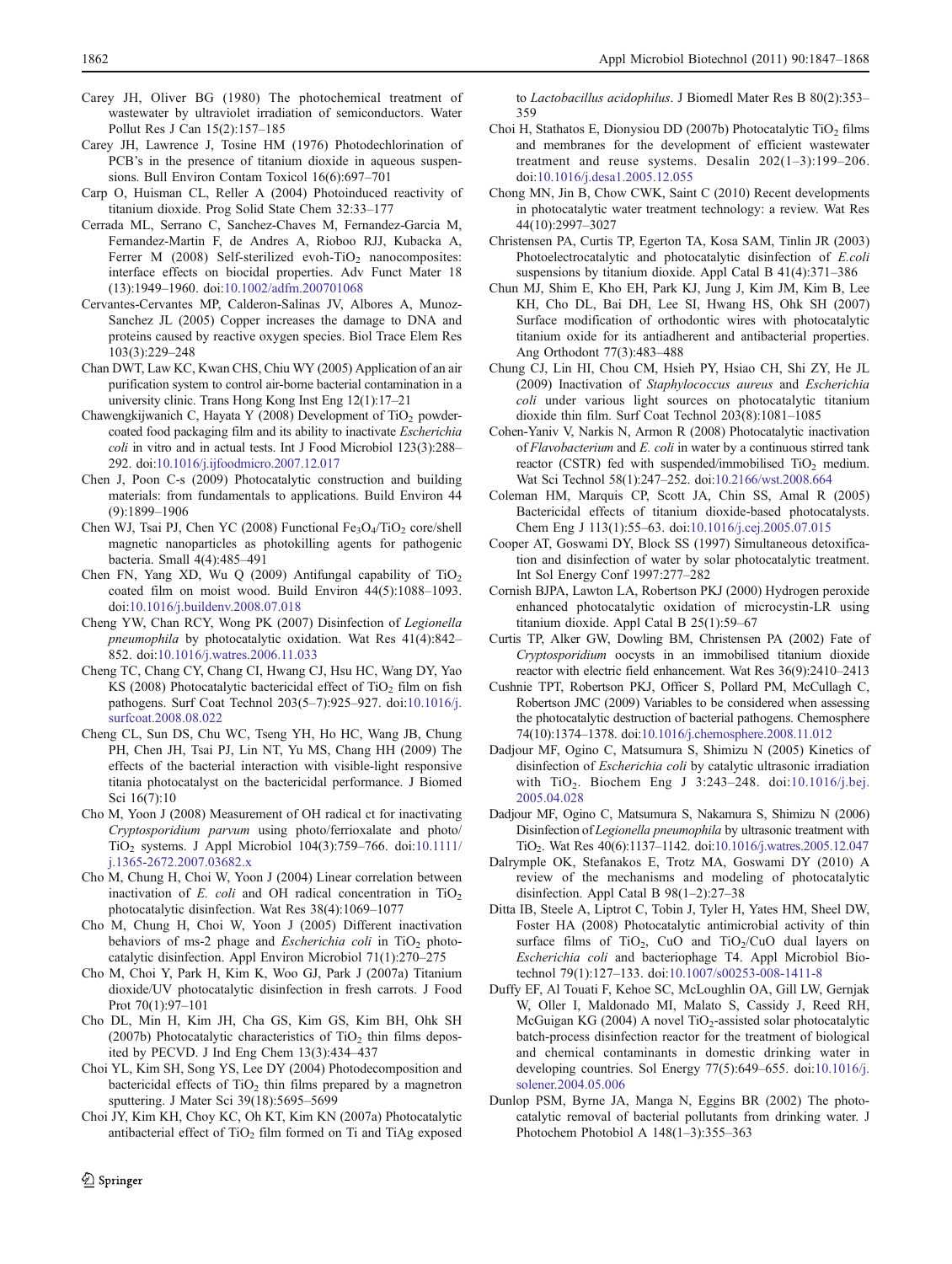Carey JH, Oliver BG (1980) The photochemical treatment of wastewater by ultraviolet irradiation of semiconductors. Water Pollut Res J Can 15(2):157–185

Carey JH, Lawrence J, Tosine HM (1976) Photodechlorination of PCB's in the presence of titanium dioxide in aqueous suspensions. Bull Environ Contam Toxicol 16(6):697–701

Carp O, Huisman CL, Reller A (2004) Photoinduced reactivity of titanium dioxide. Prog Solid State Chem 32:33–177

Cerrada ML, Serrano C, Sanchez-Chaves M, Fernandez-Garcia M, Fernandez-Martin F, de Andres A, Rioboo RJJ, Kubacka A, Ferrer M (2008) Self-sterilized evoh-$TiO_2$ nanocomposites: interface effects on biocidal properties. Adv Funct Mater 18 (13):1949–1960. doi:10.1002/adfm.200701068

Cervantes-Cervantes MP, Calderon-Salinas JV, Albores A, Munoz-Sanchez JL (2005) Copper increases the damage to DNA and proteins caused by reactive oxygen species. Biol Trace Elem Res 103(3):229–248

Chan DWT, Law KC, Kwan CHS, Chiu WY (2005) Application of an air purification system to control air-borne bacterial contamination in a university clinic. Trans Hong Kong Inst Eng 12(1):17–21

Chawengkijwanich C, Hayata Y (2008) Development of $TiO_2$ powder-coated food packaging film and its ability to inactivate *Escherichia coli* in vitro and in actual tests. Int J Food Microbiol 123(3):288–292. doi:10.1016/j.ijfoodmicro.2007.12.017

Chen J, Poon C-s (2009) Photocatalytic construction and building materials: from fundamentals to applications. Build Environ 44 (9):1899–1906

Chen WJ, Tsai PJ, Chen YC (2008) Functional $Fe_3O_4$/$TiO_2$ core/shell magnetic nanoparticles as photokilling agents for pathogenic bacteria. Small 4(4):485–491

Chen FN, Yang XD, Wu Q (2009) Antifungal capability of $TiO_2$ coated film on moist wood. Build Environ 44(5):1088–1093. doi:10.1016/j.buildenv.2008.07.018

Cheng YW, Chan RCY, Wong PK (2007) Disinfection of *Legionella pneumophila* by photocatalytic oxidation. Wat Res 41(4):842–852. doi:10.1016/j.watres.2006.11.033

Cheng TC, Chang CY, Chang CI, Hwang CJ, Hsu HC, Wang DY, Yao KS (2008) Photocatalytic bactericidal effect of $TiO_2$ film on fish pathogens. Surf Coat Technol 203(5–7):925–927. doi:10.1016/j.surfcoat.2008.08.022

Cheng CL, Sun DS, Chu WC, Tseng YH, Ho HC, Wang JB, Chung PH, Chen JH, Tsai PJ, Lin NT, Yu MS, Chang HH (2009) The effects of the bacterial interaction with visible-light responsive titania photocatalyst on the bactericidal performance. J Biomed Sci 16(7):10

Cho M, Yoon J (2008) Measurement of OH radical ct for inactivating *Cryptosporidium parvum* using photo/ferrioxalate and photo/$TiO_2$ systems. J Appl Microbiol 104(3):759–766. doi:10.1111/j.1365-2672.2007.03682.x

Cho M, Chung H, Choi W, Yoon J (2004) Linear correlation between inactivation of *E. coli* and OH radical concentration in $TiO_2$ photocatalytic disinfection. Wat Res 38(4):1069–1077

Cho M, Chung H, Choi W, Yoon J (2005) Different inactivation behaviors of ms-2 phage and *Escherichia coli* in $TiO_2$ photocatalytic disinfection. Appl Environ Microbiol 71(1):270–275

Cho M, Choi Y, Park H, Kim K, Woo GJ, Park J (2007a) Titanium dioxide/UV photocatalytic disinfection in fresh carrots. J Food Prot 70(1):97–101

Cho DL, Min H, Kim JH, Cha GS, Kim GS, Kim BH, Ohk SH (2007b) Photocatalytic characteristics of $TiO_2$ thin films deposited by PECVD. J Ind Eng Chem 13(3):434–437

Choi YL, Kim SH, Song YS, Lee DY (2004) Photodecomposition and bactericidal effects of $TiO_2$ thin films prepared by a magnetron sputtering. J Mater Sci 39(18):5695–5699

Choi JY, Kim KH, Choy KC, Oh KT, Kim KN (2007a) Photocatalytic antibacterial effect of $TiO_2$ film formed on Ti and TiAg exposed to *Lactobacillus acidophilus*. J Biomedl Mater Res B 80(2):353–359

Choi H, Stathatos E, Dionysiou DD (2007b) Photocatalytic $TiO_2$ films and membranes for the development of efficient wastewater treatment and reuse systems. Desalin 202(1–3):199–206. doi:10.1016/j.desal.2005.12.055

Chong MN, Jin B, Chow CWK, Saint C (2010) Recent developments in photocatalytic water treatment technology: a review. Wat Res 44(10):2997–3027

Christensen PA, Curtis TP, Egerton TA, Kosa SAM, Tinlin JR (2003) Photoelectrocatalytic and photocatalytic disinfection of *E.coli* suspensions by titanium dioxide. Appl Catal B 41(4):371–386

Chun MJ, Shim E, Kho EH, Park KJ, Jung J, Kim JM, Kim B, Lee KH, Cho DL, Bai DH, Lee SI, Hwang HS, Ohk SH (2007) Surface modification of orthodontic wires with photocatalytic titanium oxide for its antiadherent and antibacterial properties. Ang Orthodont 77(3):483–488

Chung CJ, Lin HI, Chou CM, Hsieh PY, Hsiao CH, Shi ZY, He JL (2009) Inactivation of *Staphylococcus aureus* and *Escherichia coli* under various light sources on photocatalytic titanium dioxide thin film. Surf Coat Technol 203(8):1081–1085

Cohen-Yaniv V, Narkis N, Armon R (2008) Photocatalytic inactivation of *Flavobacterium* and *E. coli* in water by a continuous stirred tank reactor (CSTR) fed with suspended/immobilised $TiO_2$ medium. Wat Sci Technol 58(1):247–252. doi:10.2166/wst.2008.664

Coleman HM, Marquis CP, Scott JA, Chin SS, Amal R (2005) Bactericidal effects of titanium dioxide-based photocatalysts. Chem Eng J 113(1):55–63. doi:10.1016/j.cej.2005.07.015

Cooper AT, Goswami DY, Block SS (1997) Simultaneous detoxification and disinfection of water by solar photocatalytic treatment. Int Sol Energy Conf 1997:277–282

Cornish BJPA, Lawton LA, Robertson PKJ (2000) Hydrogen peroxide enhanced photocatalytic oxidation of microcystin-LR using titanium dioxide. Appl Catal B 25(1):59–67

Curtis TP, Alker GW, Dowling BM, Christensen PA (2002) Fate of *Cryptosporidium* oocysts in an immobilised titanium dioxide reactor with electric field enhancement. Wat Res 36(9):2410–2413

Cushnie TPT, Robertson PKJ, Officer S, Pollard PM, McCullagh C, Robertson JMC (2009) Variables to be considered when assessing the photocatalytic destruction of bacterial pathogens. Chemosphere 74(10):1374–1378. doi:10.1016/j.chemosphere.2008.11.012

Dadjour MF, Ogino C, Matsumura S, Shimizu N (2005) Kinetics of disinfection of *Escherichia coli* by catalytic ultrasonic irradiation with $TiO_2$. Biochem Eng J 3:243–248. doi:10.1016/j.bej.2005.04.028

Dadjour MF, Ogino C, Matsumura S, Nakamura S, Shimizu N (2006) Disinfection of *Legionella pneumophila* by ultrasonic treatment with $TiO_2$. Wat Res 40(6):1137–1142. doi:10.1016/j.watres.2005.12.047

Dalrymple OK, Stefanakos E, Trotz MA, Goswami DY (2010) A review of the mechanisms and modeling of photocatalytic disinfection. Appl Catal B 98(1–2):27–38

Ditta IB, Steele A, Liptrot C, Tobin J, Tyler H, Yates HM, Sheel DW, Foster HA (2008) Photocatalytic antimicrobial activity of thin surface films of $TiO_2$, CuO and $TiO_2$/CuO dual layers on *Escherichia coli* and bacteriophage T4. Appl Microbiol Biotechnol 79(1):127–133. doi:10.1007/s00253-008-1411-8

Duffy EF, Al Touati F, Kehoe SC, McLoughlin OA, Gill LW, Gernjak W, Oller I, Maldonado MI, Malato S, Cassidy J, Reed RH, McGuigan KG (2004) A novel $TiO_2$-assisted solar photocatalytic batch-process disinfection reactor for the treatment of biological and chemical contaminants in domestic drinking water in developing countries. Sol Energy 77(5):649–655. doi:10.1016/j.solener.2004.05.006

Dunlop PSM, Byrne JA, Manga N, Eggins BR (2002) The photocatalytic removal of bacterial pollutants from drinking water. J Photochem Photobiol A 148(1–3):355–363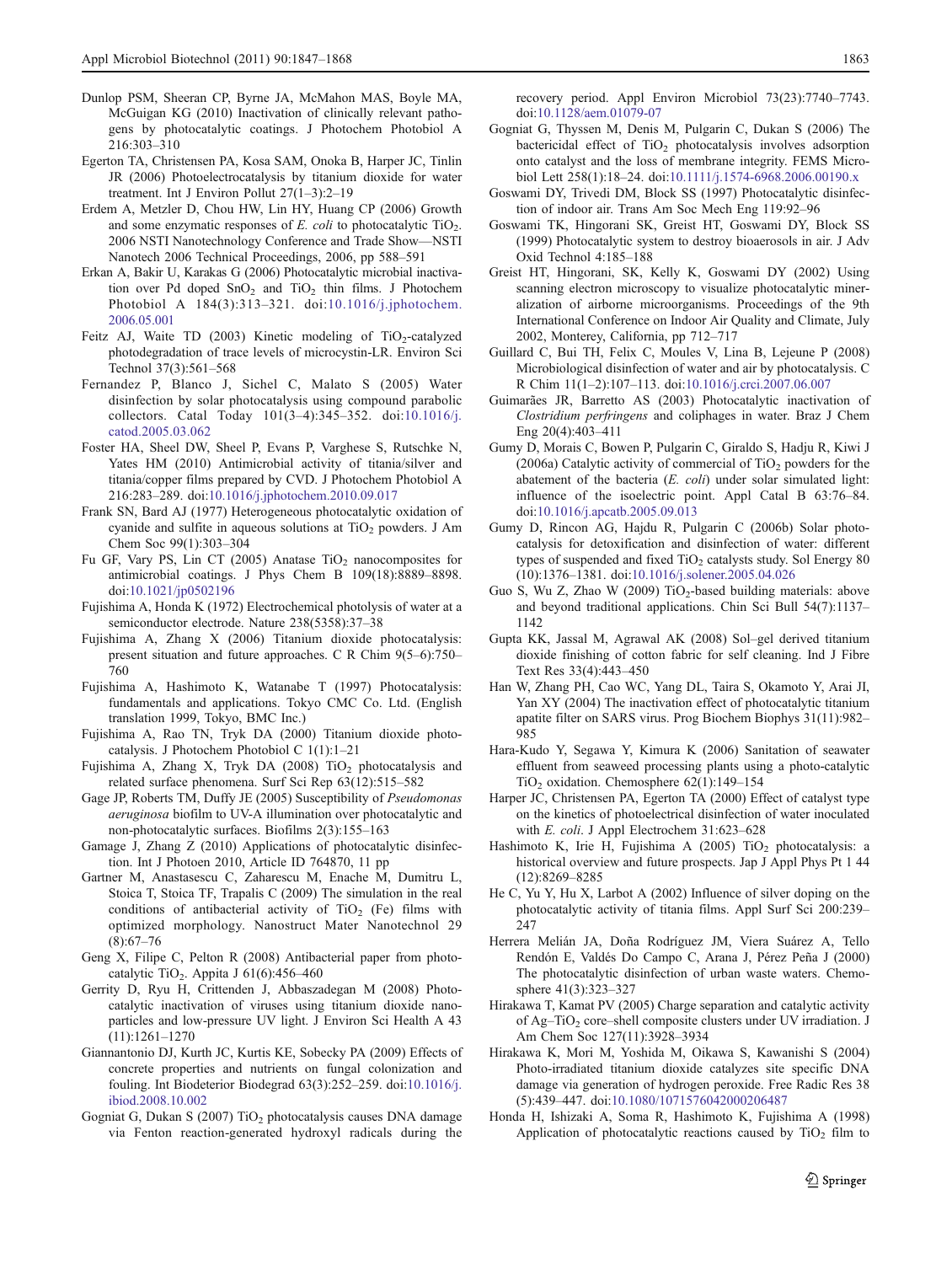Dunlop PSM, Sheeran CP, Byrne JA, McMahon MAS, Boyle MA, McGuigan KG (2010) Inactivation of clinically relevant pathogens by photocatalytic coatings. J Photochem Photobiol A 216:303–310

Egerton TA, Christensen PA, Kosa SAM, Onoka B, Harper JC, Tinlin JR (2006) Photoelectrocatalysis by titanium dioxide for water treatment. Int J Environ Pollut 27(1–3):2–19

Erdem A, Metzler D, Chou HW, Lin HY, Huang CP (2006) Growth and some enzymatic responses of *E. coli* to photocatalytic $TiO_2$. 2006 NSTI Nanotechnology Conference and Trade Show—NSTI Nanotech 2006 Technical Proceedings, 2006, pp 588–591

Erkan A, Bakir U, Karakas G (2006) Photocatalytic microbial inactivation over Pd doped $SnO_2$ and $TiO_2$ thin films. J Photochem Photobiol A 184(3):313–321. doi:10.1016/j.jphotochem.2006.05.001

Feitz AJ, Waite TD (2003) Kinetic modeling of $TiO_2$-catalyzed photodegradation of trace levels of microcystin-LR. Environ Sci Technol 37(3):561–568

Fernandez P, Blanco J, Sichel C, Malato S (2005) Water disinfection by solar photocatalysis using compound parabolic collectors. Catal Today 101(3–4):345–352. doi:10.1016/j.catod.2005.03.062

Foster HA, Sheel DW, Sheel P, Evans P, Varghese S, Rutschke N, Yates HM (2010) Antimicrobial activity of titania/silver and titania/copper films prepared by CVD. J Photochem Photobiol A 216:283–289. doi:10.1016/j.jphotochem.2010.09.017

Frank SN, Bard AJ (1977) Heterogeneous photocatalytic oxidation of cyanide and sulfite in aqueous solutions at $TiO_2$ powders. J Am Chem Soc 99(1):303–304

Fu GF, Vary PS, Lin CT (2005) Anatase $TiO_2$ nanocomposites for antimicrobial coatings. J Phys Chem B 109(18):8889–8898. doi:10.1021/jp0502196

Fujishima A, Honda K (1972) Electrochemical photolysis of water at a semiconductor electrode. Nature 238(5358):37–38

Fujishima A, Zhang X (2006) Titanium dioxide photocatalysis: present situation and future approaches. C R Chim 9(5–6):750–760

Fujishima A, Hashimoto K, Watanabe T (1997) Photocatalysis: fundamentals and applications. Tokyo CMC Co. Ltd. (English translation 1999, Tokyo, BMC Inc.)

Fujishima A, Rao TN, Tryk DA (2000) Titanium dioxide photocatalysis. J Photochem Photobiol C 1(1):1–21

Fujishima A, Zhang X, Tryk DA (2008) $TiO_2$ photocatalysis and related surface phenomena. Surf Sci Rep 63(12):515–582

Gage JP, Roberts TM, Duffy JE (2005) Susceptibility of *Pseudomonas aeruginosa* biofilm to UV-A illumination over photocatalytic and non-photocatalytic surfaces. Biofilms 2(3):155–163

Gamage J, Zhang Z (2010) Applications of photocatalytic disinfection. Int J Photoen 2010, Article ID 764870, 11 pp

Gartner M, Anastasescu C, Zaharescu M, Enache M, Dumitru L, Stoica T, Stoica TF, Trapalis C (2009) The simulation in the real conditions of antibacterial activity of $TiO_2$ (Fe) films with optimized morphology. Nanostruct Mater Nanotechnol 29 (8):67–76

Geng X, Filipe C, Pelton R (2008) Antibacterial paper from photocatalytic $TiO_2$. Appita J 61(6):456–460

Gerrity D, Ryu H, Crittenden J, Abbaszadegan M (2008) Photocatalytic inactivation of viruses using titanium dioxide nanoparticles and low-pressure UV light. J Environ Sci Health A 43 (11):1261–1270

Giannantonio DJ, Kurth JC, Kurtis KE, Sobecky PA (2009) Effects of concrete properties and nutrients on fungal colonization and fouling. Int Biodeterior Biodegrad 63(3):252–259. doi:10.1016/j.ibiod.2008.10.002

Gogniat G, Dukan S (2007) $TiO_2$ photocatalysis causes DNA damage via Fenton reaction-generated hydroxyl radicals during the recovery period. Appl Environ Microbiol 73(23):7740–7743. doi:10.1128/aem.01079-07

Gogniat G, Thyssen M, Denis M, Pulgarin C, Dukan S (2006) The bactericidal effect of $TiO_2$ photocatalysis involves adsorption onto catalyst and the loss of membrane integrity. FEMS Microbiol Lett 258(1):18–24. doi:10.1111/j.1574-6968.2006.00190.x

Goswami DY, Trivedi DM, Block SS (1997) Photocatalytic disinfection of indoor air. Trans Am Soc Mech Eng 119:92–96

Goswami TK, Hingorani SK, Greist HT, Goswami DY, Block SS (1999) Photocatalytic system to destroy bioaerosols in air. J Adv Oxid Technol 4:185–188

Greist HT, Hingorani, SK, Kelly K, Goswami DY (2002) Using scanning electron microscopy to visualize photocatalytic mineralization of airborne microorganisms. Proceedings of the 9th International Conference on Indoor Air Quality and Climate, July 2002, Monterey, California, pp 712–717

Guillard C, Bui TH, Felix C, Moules V, Lina B, Lejeune P (2008) Microbiological disinfection of water and air by photocatalysis. C R Chim 11(1–2):107–113. doi:10.1016/j.crci.2007.06.007

Guimarães JR, Barretto AS (2003) Photocatalytic inactivation of *Clostridium perfringens* and coliphages in water. Braz J Chem Eng 20(4):403–411

Gumy D, Morais C, Bowen P, Pulgarin C, Giraldo S, Hadju R, Kiwi J (2006a) Catalytic activity of commercial of $TiO_2$ powders for the abatement of the bacteria (*E. coli*) under solar simulated light: influence of the isoelectric point. Appl Catal B 63:76–84. doi:10.1016/j.apcatb.2005.09.013

Gumy D, Rincon AG, Hajdu R, Pulgarin C (2006b) Solar photocatalysis for detoxification and disinfection of water: different types of suspended and fixed $TiO_2$ catalysts study. Sol Energy 80 (10):1376–1381. doi:10.1016/j.solener.2005.04.026

Guo S, Wu Z, Zhao W (2009) $TiO_2$-based building materials: above and beyond traditional applications. Chin Sci Bull 54(7):1137–1142

Gupta KK, Jassal M, Agrawal AK (2008) Sol–gel derived titanium dioxide finishing of cotton fabric for self cleaning. Ind J Fibre Text Res 33(4):443–450

Han W, Zhang PH, Cao WC, Yang DL, Taira S, Okamoto Y, Arai JI, Yan XY (2004) The inactivation effect of photocatalytic titanium apatite filter on SARS virus. Prog Biochem Biophys 31(11):982–985

Hara-Kudo Y, Segawa Y, Kimura K (2006) Sanitation of seawater effluent from seaweed processing plants using a photo-catalytic $TiO_2$ oxidation. Chemosphere 62(1):149–154

Harper JC, Christensen PA, Egerton TA (2000) Effect of catalyst type on the kinetics of photoelectrical disinfection of water inoculated with *E. coli*. J Appl Electrochem 31:623–628

Hashimoto K, Irie H, Fujishima A (2005) $TiO_2$ photocatalysis: a historical overview and future prospects. Jap J Appl Phys Pt 1 44 (12):8269–8285

He C, Yu Y, Hu X, Larbot A (2002) Influence of silver doping on the photocatalytic activity of titania films. Appl Surf Sci 200:239–247

Herrera Melián JA, Doña Rodríguez JM, Viera Suárez A, Tello Rendón E, Valdés Do Campo C, Arana J, Pérez Peña J (2000) The photocatalytic disinfection of urban waste waters. Chemosphere 41(3):323–327

Hirakawa T, Kamat PV (2005) Charge separation and catalytic activity of Ag–$TiO_2$ core–shell composite clusters under UV irradiation. J Am Chem Soc 127(11):3928–3934

Hirakawa K, Mori M, Yoshida M, Oikawa S, Kawanishi S (2004) Photo-irradiated titanium dioxide catalyzes site specific DNA damage via generation of hydrogen peroxide. Free Radic Res 38 (5):439–447. doi:10.1080/1071576042000206487

Honda H, Ishizaki A, Soma R, Hashimoto K, Fujishima A (1998) Application of photocatalytic reactions caused by $TiO_2$ film to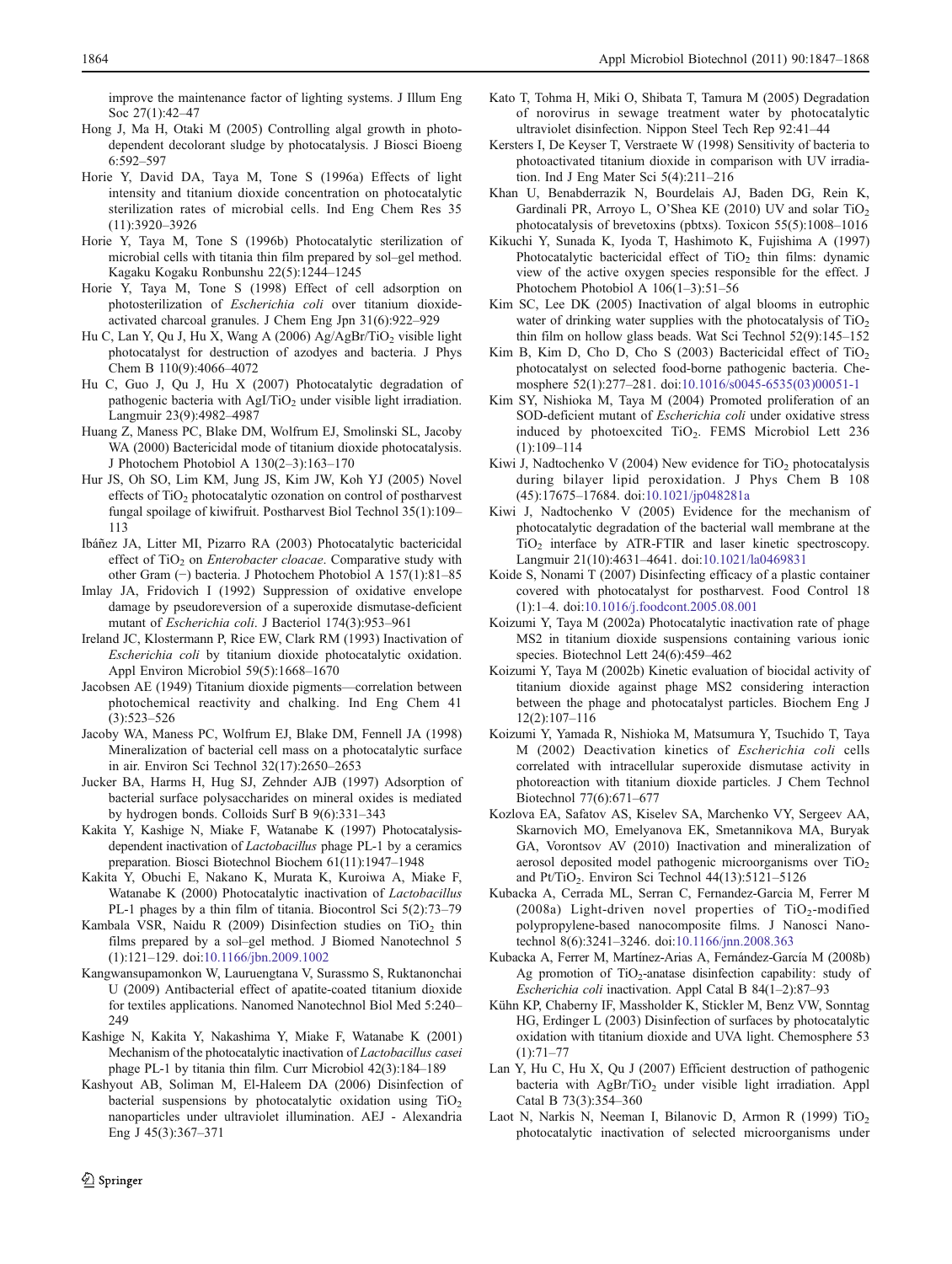improve the maintenance factor of lighting systems. J Illum Eng Soc 27(1):42–47

Hong J, Ma H, Otaki M (2005) Controlling algal growth in photo-dependent decolorant sludge by photocatalysis. J Biosci Bioeng 6:592–597

Horie Y, David DA, Taya M, Tone S (1996a) Effects of light intensity and titanium dioxide concentration on photocatalytic sterilization rates of microbial cells. Ind Eng Chem Res 35 (11):3920–3926

Horie Y, Taya M, Tone S (1996b) Photocatalytic sterilization of microbial cells with titania thin film prepared by sol–gel method. Kagaku Kogaku Ronbunshu 22(5):1244–1245

Horie Y, Taya M, Tone S (1998) Effect of cell adsorption on photosterilization of *Escherichia coli* over titanium dioxide-activated charcoal granules. J Chem Eng Jpn 31(6):922–929

Hu C, Lan Y, Qu J, Hu X, Wang A (2006) Ag/AgBr/$TiO_2$ visible light photocatalyst for destruction of azodyes and bacteria. J Phys Chem B 110(9):4066–4072

Hu C, Guo J, Qu J, Hu X (2007) Photocatalytic degradation of pathogenic bacteria with AgI/$TiO_2$ under visible light irradiation. Langmuir 23(9):4982–4987

Huang Z, Maness PC, Blake DM, Wolfrum EJ, Smolinski SL, Jacoby WA (2000) Bactericidal mode of titanium dioxide photocatalysis. J Photochem Photobiol A 130(2–3):163–170

Hur JS, Oh SO, Lim KM, Jung JS, Kim JW, Koh YJ (2005) Novel effects of $TiO_2$ photocatalytic ozonation on control of postharvest fungal spoilage of kiwifruit. Postharvest Biol Technol 35(1):109–113

Ibáñez JA, Litter MI, Pizarro RA (2003) Photocatalytic bactericidal effect of $TiO_2$ on *Enterobacter cloacae*. Comparative study with other Gram (−) bacteria. J Photochem Photobiol A 157(1):81–85

Imlay JA, Fridovich I (1992) Suppression of oxidative envelope damage by pseudoreversion of a superoxide dismutase-deficient mutant of *Escherichia coli*. J Bacteriol 174(3):953–961

Ireland JC, Klostermann P, Rice EW, Clark RM (1993) Inactivation of *Escherichia coli* by titanium dioxide photocatalytic oxidation. Appl Environ Microbiol 59(5):1668–1670

Jacobsen AE (1949) Titanium dioxide pigments—correlation between photochemical reactivity and chalking. Ind Eng Chem 41 (3):523–526

Jacoby WA, Maness PC, Wolfrum EJ, Blake DM, Fennell JA (1998) Mineralization of bacterial cell mass on a photocatalytic surface in air. Environ Sci Technol 32(17):2650–2653

Jucker BA, Harms H, Hug SJ, Zehnder AJB (1997) Adsorption of bacterial surface polysaccharides on mineral oxides is mediated by hydrogen bonds. Colloids Surf B 9(6):331–343

Kakita Y, Kashige N, Miake F, Watanabe K (1997) Photocatalysis-dependent inactivation of *Lactobacillus* phage PL-1 by a ceramics preparation. Biosci Biotechnol Biochem 61(11):1947–1948

Kakita Y, Obuchi E, Nakano K, Murata K, Kuroiwa A, Miake F, Watanabe K (2000) Photocatalytic inactivation of *Lactobacillus* PL-1 phages by a thin film of titania. Biocontrol Sci 5(2):73–79

Kambala VSR, Naidu R (2009) Disinfection studies on $TiO_2$ thin films prepared by a sol–gel method. J Biomed Nanotechnol 5 (1):121–129. doi:10.1166/jbn.2009.1002

Kangwansupamonkon W, Lauruengtana V, Surassmo S, Ruktanonchai U (2009) Antibacterial effect of apatite-coated titanium dioxide for textiles applications. Nanomed Nanotechnol Biol Med 5:240–249

Kashige N, Kakita Y, Nakashima Y, Miake F, Watanabe K (2001) Mechanism of the photocatalytic inactivation of *Lactobacillus casei* phage PL-1 by titania thin film. Curr Microbiol 42(3):184–189

Kashyout AB, Soliman M, El-Haleem DA (2006) Disinfection of bacterial suspensions by photocatalytic oxidation using $TiO_2$ nanoparticles under ultraviolet illumination. AEJ - Alexandria Eng J 45(3):367–371

Kato T, Tohma H, Miki O, Shibata T, Tamura M (2005) Degradation of norovirus in sewage treatment water by photocatalytic ultraviolet disinfection. Nippon Steel Tech Rep 92:41–44

Kersters I, De Keyser T, Verstraete W (1998) Sensitivity of bacteria to photoactivated titanium dioxide in comparison with UV irradiation. Ind J Eng Mater Sci 5(4):211–216

Khan U, Benabderrazik N, Bourdelais AJ, Baden DG, Rein K, Gardinali PR, Arroyo L, O'Shea KE (2010) UV and solar $TiO_2$ photocatalysis of brevetoxins (pbtxs). Toxicon 55(5):1008–1016

Kikuchi Y, Sunada K, Iyoda T, Hashimoto K, Fujishima A (1997) Photocatalytic bactericidal effect of $TiO_2$ thin films: dynamic view of the active oxygen species responsible for the effect. J Photochem Photobiol A 106(1–3):51–56

Kim SC, Lee DK (2005) Inactivation of algal blooms in eutrophic water of drinking water supplies with the photocatalysis of $TiO_2$ thin film on hollow glass beads. Wat Sci Technol 52(9):145–152

Kim B, Kim D, Cho D, Cho S (2003) Bactericidal effect of $TiO_2$ photocatalyst on selected food-borne pathogenic bacteria. Chemosphere 52(1):277–281. doi:10.1016/s0045-6535(03)00051-1

Kim SY, Nishioka M, Taya M (2004) Promoted proliferation of an SOD-deficient mutant of *Escherichia coli* under oxidative stress induced by photoexcited $TiO_2$. FEMS Microbiol Lett 236 (1):109–114

Kiwi J, Nadtochenko V (2004) New evidence for $TiO_2$ photocatalysis during bilayer lipid peroxidation. J Phys Chem B 108 (45):17675–17684. doi:10.1021/jp048281a

Kiwi J, Nadtochenko V (2005) Evidence for the mechanism of photocatalytic degradation of the bacterial wall membrane at the $TiO_2$ interface by ATR-FTIR and laser kinetic spectroscopy. Langmuir 21(10):4631–4641. doi:10.1021/la0469831

Koide S, Nonami T (2007) Disinfecting efficacy of a plastic container covered with photocatalyst for postharvest. Food Control 18 (1):1–4. doi:10.1016/j.foodcont.2005.08.001

Koizumi Y, Taya M (2002a) Photocatalytic inactivation rate of phage MS2 in titanium dioxide suspensions containing various ionic species. Biotechnol Lett 24(6):459–462

Koizumi Y, Taya M (2002b) Kinetic evaluation of biocidal activity of titanium dioxide against phage MS2 considering interaction between the phage and photocatalyst particles. Biochem Eng J 12(2):107–116

Koizumi Y, Yamada R, Nishioka M, Matsumura Y, Tsuchido T, Taya M (2002) Deactivation kinetics of *Escherichia coli* cells correlated with intracellular superoxide dismutase activity in photoreaction with titanium dioxide particles. J Chem Technol Biotechnol 77(6):671–677

Kozlova EA, Safatov AS, Kiselev SA, Marchenko VY, Sergeev AA, Skarnovich MO, Emelyanova EK, Smetannikova MA, Buryak GA, Vorontsov AV (2010) Inactivation and mineralization of aerosol deposited model pathogenic microorganisms over $TiO_2$ and Pt/$TiO_2$. Environ Sci Technol 44(13):5121–5126

Kubacka A, Cerrada ML, Serran C, Fernandez-Garcia M, Ferrer M (2008a) Light-driven novel properties of $TiO_2$-modified polypropylene-based nanocomposite films. J Nanosci Nanotechnol 8(6):3241–3246. doi:10.1166/jnn.2008.363

Kubacka A, Ferrer M, Martínez-Arias A, Fernández-García M (2008b) Ag promotion of $TiO_2$-anatase disinfection capability: study of *Escherichia coli* inactivation. Appl Catal B 84(1–2):87–93

Kühn KP, Chaberny IF, Massholder K, Stickler M, Benz VW, Sonntag HG, Erdinger L (2003) Disinfection of surfaces by photocatalytic oxidation with titanium dioxide and UVA light. Chemosphere 53 (1):71–77

Lan Y, Hu C, Hu X, Qu J (2007) Efficient destruction of pathogenic bacteria with AgBr/$TiO_2$ under visible light irradiation. Appl Catal B 73(3):354–360

Laot N, Narkis N, Neeman I, Bilanovic D, Armon R (1999) $TiO_2$ photocatalytic inactivation of selected microorganisms under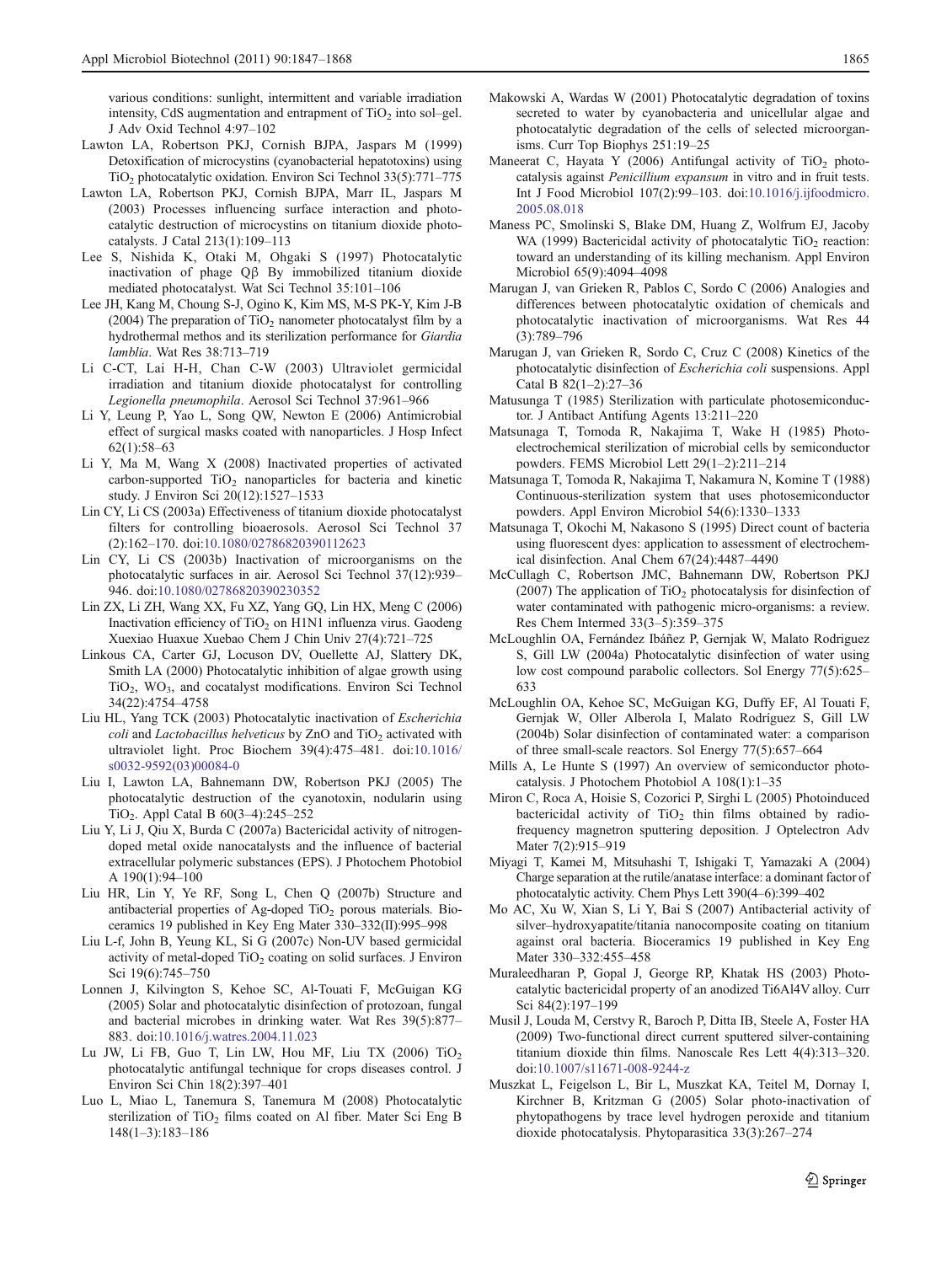various conditions: sunlight, intermittent and variable irradiation intensity, CdS augmentation and entrapment of $TiO_2$ into sol–gel. J Adv Oxid Technol 4:97–102

Lawton LA, Robertson PKJ, Cornish BJPA, Jaspars M (1999) Detoxification of microcystins (cyanobacterial hepatotoxins) using $TiO_2$ photocatalytic oxidation. Environ Sci Technol 33(5):771–775

Lawton LA, Robertson PKJ, Cornish BJPA, Marr IL, Jaspars M (2003) Processes influencing surface interaction and photocatalytic destruction of microcystins on titanium dioxide photocatalysts. J Catal 213(1):109–113

Lee S, Nishida K, Otaki M, Ohgaki S (1997) Photocatalytic inactivation of phage Qβ By immobilized titanium dioxide mediated photocatalyst. Wat Sci Technol 35:101–106

Lee JH, Kang M, Choung S-J, Ogino K, Kim MS, M-S PK-Y, Kim J-B (2004) The preparation of $TiO_2$ nanometer photocatalyst film by a hydrothermal methos and its sterilization performance for *Giardia lamblia*. Wat Res 38:713–719

Li C-CT, Lai H-H, Chan C-W (2003) Ultraviolet germicidal irradiation and titanium dioxide photocatalyst for controlling *Legionella pneumophila*. Aerosol Sci Technol 37:961–966

Li Y, Leung P, Yao L, Song QW, Newton E (2006) Antimicrobial effect of surgical masks coated with nanoparticles. J Hosp Infect 62(1):58–63

Li Y, Ma M, Wang X (2008) Inactivated properties of activated carbon-supported $TiO_2$ nanoparticles for bacteria and kinetic study. J Environ Sci 20(12):1527–1533

Lin CY, Li CS (2003a) Effectiveness of titanium dioxide photocatalyst filters for controlling bioaerosols. Aerosol Sci Technol 37 (2):162–170. doi:10.1080/02786820390112623

Lin CY, Li CS (2003b) Inactivation of microorganisms on the photocatalytic surfaces in air. Aerosol Sci Technol 37(12):939–946. doi:10.1080/02786820390230352

Lin ZX, Li ZH, Wang XX, Fu XZ, Yang GQ, Lin HX, Meng C (2006) Inactivation efficiency of $TiO_2$ on H1N1 influenza virus. Gaodeng Xuexiao Huaxue Xuebao Chem J Chin Univ 27(4):721–725

Linkous CA, Carter GJ, Locuson DV, Ouellette AJ, Slattery DK, Smith LA (2000) Photocatalytic inhibition of algae growth using $TiO_2$, $WO_3$, and cocatalyst modifications. Environ Sci Technol 34(22):4754–4758

Liu HL, Yang TCK (2003) Photocatalytic inactivation of *Escherichia coli* and *Lactobacillus helveticus* by ZnO and $TiO_2$ activated with ultraviolet light. Proc Biochem 39(4):475–481. doi:10.1016/s0032-9592(03)00084-0

Liu I, Lawton LA, Bahnemann DW, Robertson PKJ (2005) The photocatalytic destruction of the cyanotoxin, nodularin using $TiO_2$. Appl Catal B 60(3–4):245–252

Liu Y, Li J, Qiu X, Burda C (2007a) Bactericidal activity of nitrogen-doped metal oxide nanocatalysts and the influence of bacterial extracellular polymeric substances (EPS). J Photochem Photobiol A 190(1):94–100

Liu HR, Lin Y, Ye RF, Song L, Chen Q (2007b) Structure and antibacterial properties of Ag-doped $TiO_2$ porous materials. Bioceramics 19 published in Key Eng Mater 330–332(II):995–998

Liu L-f, John B, Yeung KL, Si G (2007c) Non-UV based germicidal activity of metal-doped $TiO_2$ coating on solid surfaces. J Environ Sci 19(6):745–750

Lonnen J, Kilvington S, Kehoe SC, Al-Touati F, McGuigan KG (2005) Solar and photocatalytic disinfection of protozoan, fungal and bacterial microbes in drinking water. Wat Res 39(5):877–883. doi:10.1016/j.watres.2004.11.023

Lu JW, Li FB, Guo T, Lin LW, Hou MF, Liu TX (2006) $TiO_2$ photocatalytic antifungal technique for crops diseases control. J Environ Sci Chin 18(2):397–401

Luo L, Miao L, Tanemura S, Tanemura M (2008) Photocatalytic sterilization of $TiO_2$ films coated on Al fiber. Mater Sci Eng B 148(1–3):183–186

Makowski A, Wardas W (2001) Photocatalytic degradation of toxins secreted to water by cyanobacteria and unicellular algae and photocatalytic degradation of the cells of selected microorganisms. Curr Top Biophys 251:19–25

Maneerat C, Hayata Y (2006) Antifungal activity of $TiO_2$ photocatalysis against *Penicillium expansum* in vitro and in fruit tests. Int J Food Microbiol 107(2):99–103. doi:10.1016/j.ijfoodmicro.2005.08.018

Maness PC, Smolinski S, Blake DM, Huang Z, Wolfrum EJ, Jacoby WA (1999) Bactericidal activity of photocatalytic $TiO_2$ reaction: toward an understanding of its killing mechanism. Appl Environ Microbiol 65(9):4094–4098

Marugan J, van Grieken R, Pablos C, Sordo C (2006) Analogies and differences between photocatalytic oxidation of chemicals and photocatalytic inactivation of microorganisms. Wat Res 44 (3):789–796

Marugan J, van Grieken R, Sordo C, Cruz C (2008) Kinetics of the photocatalytic disinfection of *Escherichia coli* suspensions. Appl Catal B 82(1–2):27–36

Matusunga T (1985) Sterilization with particulate photosemiconductor. J Antibact Antifung Agents 13:211–220

Matsunaga T, Tomoda R, Nakajima T, Wake H (1985) Photoelectrochemical sterilization of microbial cells by semiconductor powders. FEMS Microbiol Lett 29(1–2):211–214

Matsunaga T, Tomoda R, Nakajima T, Nakamura N, Komine T (1988) Continuous-sterilization system that uses photosemiconductor powders. Appl Environ Microbiol 54(6):1330–1333

Matsunaga T, Okochi M, Nakasono S (1995) Direct count of bacteria using fluorescent dyes: application to assessment of electrochemical disinfection. Anal Chem 67(24):4487–4490

McCullagh C, Robertson JMC, Bahnemann DW, Robertson PKJ (2007) The application of $TiO_2$ photocatalysis for disinfection of water contaminated with pathogenic micro-organisms: a review. Res Chem Intermed 33(3–5):359–375

McLoughlin OA, Fernández Ibáñez P, Gernjak W, Malato Rodriguez S, Gill LW (2004a) Photocatalytic disinfection of water using low cost compound parabolic collectors. Sol Energy 77(5):625–633

McLoughlin OA, Kehoe SC, McGuigan KG, Duffy EF, Al Touati F, Gernjak W, Oller Alberola I, Malato Rodríguez S, Gill LW (2004b) Solar disinfection of contaminated water: a comparison of three small-scale reactors. Sol Energy 77(5):657–664

Mills A, Le Hunte S (1997) An overview of semiconductor photocatalysis. J Photochem Photobiol A 108(1):1–35

Miron C, Roca A, Hoisie S, Cozorici P, Sirghi L (2005) Photoinduced bactericidal activity of $TiO_2$ thin films obtained by radiofrequency magnetron sputtering deposition. J Optelectron Adv Mater 7(2):915–919

Miyagi T, Kamei M, Mitsuhashi T, Ishigaki T, Yamazaki A (2004) Charge separation at the rutile/anatase interface: a dominant factor of photocatalytic activity. Chem Phys Lett 390(4–6):399–402

Mo AC, Xu W, Xian S, Li Y, Bai S (2007) Antibacterial activity of silver–hydroxyapatite/titania nanocomposite coating on titanium against oral bacteria. Bioceramics 19 published in Key Eng Mater 330–332:455–458

Muraleedharan P, Gopal J, George RP, Khatak HS (2003) Photocatalytic bactericidal property of an anodized Ti6Al4V alloy. Curr Sci 84(2):197–199

Musil J, Louda M, Cerstvy R, Baroch P, Ditta IB, Steele A, Foster HA (2009) Two-functional direct current sputtered silver-containing titanium dioxide thin films. Nanoscale Res Lett 4(4):313–320. doi:10.1007/s11671-008-9244-z

Muszkat L, Feigelson L, Bir L, Muszkat KA, Teitel M, Dornay I, Kirchner B, Kritzman G (2005) Solar photo-inactivation of phytopathogens by trace level hydrogen peroxide and titanium dioxide photocatalysis. Phytoparasitica 33(3):267–274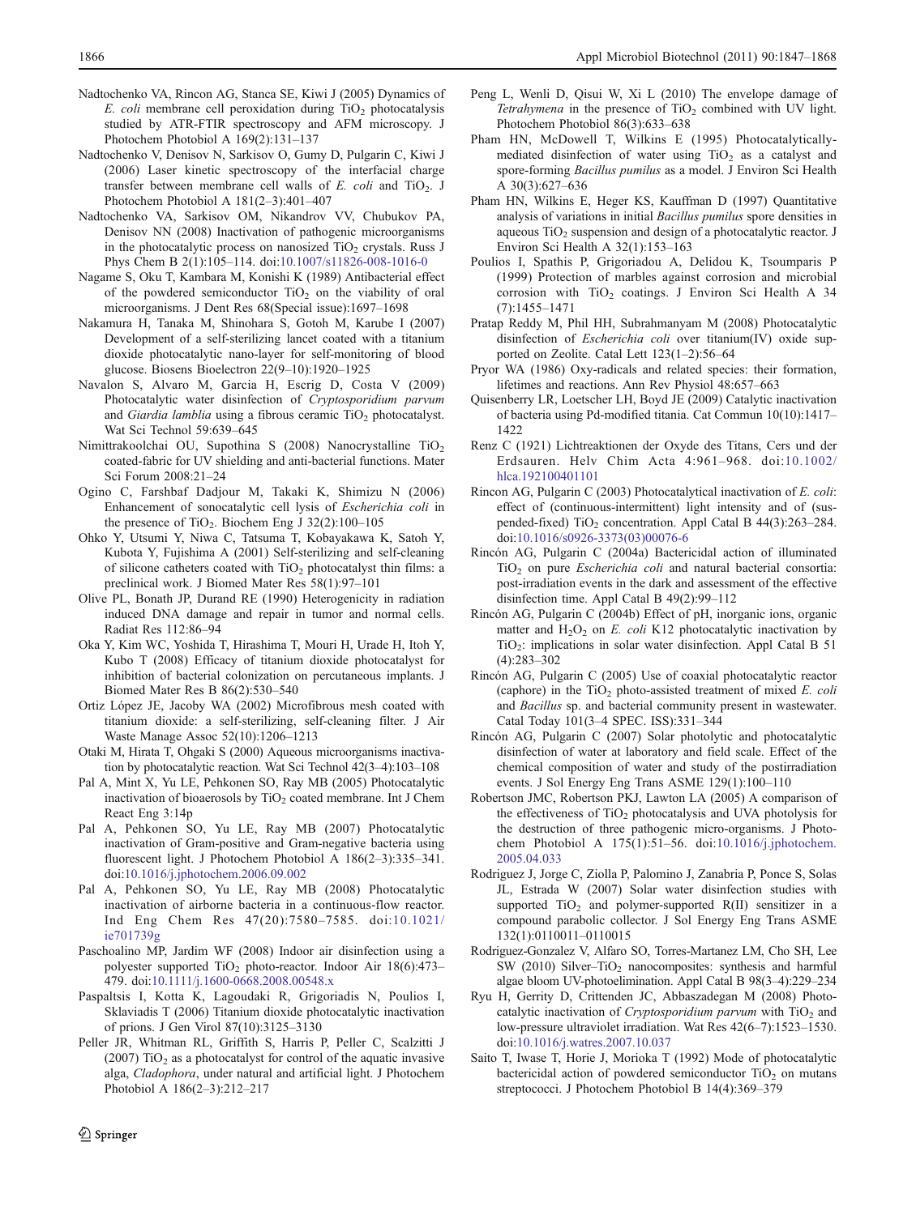Nadtochenko VA, Rincon AG, Stanca SE, Kiwi J (2005) Dynamics of *E. coli* membrane cell peroxidation during $TiO_2$ photocatalysis studied by ATR-FTIR spectroscopy and AFM microscopy. J Photochem Photobiol A 169(2):131–137

Nadtochenko V, Denisov N, Sarkisov O, Gumy D, Pulgarin C, Kiwi J (2006) Laser kinetic spectroscopy of the interfacial charge transfer between membrane cell walls of *E. coli* and $TiO_2$. J Photochem Photobiol A 181(2–3):401–407

Nadtochenko VA, Sarkisov OM, Nikandrov VV, Chubukov PA, Denisov NN (2008) Inactivation of pathogenic microorganisms in the photocatalytic process on nanosized $TiO_2$ crystals. Russ J Phys Chem B 2(1):105–114. doi:10.1007/s11826-008-1016-0

Nagame S, Oku T, Kambara M, Konishi K (1989) Antibacterial effect of the powdered semiconductor $TiO_2$ on the viability of oral microorganisms. J Dent Res 68(Special issue):1697–1698

Nakamura H, Tanaka M, Shinohara S, Gotoh M, Karube I (2007) Development of a self-sterilizing lancet coated with a titanium dioxide photocatalytic nano-layer for self-monitoring of blood glucose. Biosens Bioelectron 22(9–10):1920–1925

Navalon S, Alvaro M, Garcia H, Escrig D, Costa V (2009) Photocatalytic water disinfection of *Cryptosporidium parvum* and *Giardia lamblia* using a fibrous ceramic $TiO_2$ photocatalyst. Wat Sci Technol 59:639–645

Nimittrakoolchai OU, Supothina S (2008) Nanocrystalline $TiO_2$ coated-fabric for UV shielding and anti-bacterial functions. Mater Sci Forum 2008:21–24

Ogino C, Farshbaf Dadjour M, Takaki K, Shimizu N (2006) Enhancement of sonocatalytic cell lysis of *Escherichia coli* in the presence of $TiO_2$. Biochem Eng J 32(2):100–105

Ohko Y, Utsumi Y, Niwa C, Tatsuma T, Kobayakawa K, Satoh Y, Kubota Y, Fujishima A (2001) Self-sterilizing and self-cleaning of silicone catheters coated with $TiO_2$ photocatalyst thin films: a preclinical work. J Biomed Mater Res 58(1):97–101

Olive PL, Bonath JP, Durand RE (1990) Heterogenicity in radiation induced DNA damage and repair in tumor and normal cells. Radiat Res 112:86–94

Oka Y, Kim WC, Yoshida T, Hirashima T, Mouri H, Urade H, Itoh Y, Kubo T (2008) Efficacy of titanium dioxide photocatalyst for inhibition of bacterial colonization on percutaneous implants. J Biomed Mater Res B 86(2):530–540

Ortiz López JE, Jacoby WA (2002) Microfibrous mesh coated with titanium dioxide: a self-sterilizing, self-cleaning filter. J Air Waste Manage Assoc 52(10):1206–1213

Otaki M, Hirata T, Ohgaki S (2000) Aqueous microorganisms inactivation by photocatalytic reaction. Wat Sci Technol 42(3–4):103–108

Pal A, Mint X, Yu LE, Pehkonen SO, Ray MB (2005) Photocatalytic inactivation of bioaerosols by $TiO_2$ coated membrane. Int J Chem React Eng 3:14p

Pal A, Pehkonen SO, Yu LE, Ray MB (2007) Photocatalytic inactivation of Gram-positive and Gram-negative bacteria using fluorescent light. J Photochem Photobiol A 186(2–3):335–341. doi:10.1016/j.jphotochem.2006.09.002

Pal A, Pehkonen SO, Yu LE, Ray MB (2008) Photocatalytic inactivation of airborne bacteria in a continuous-flow reactor. Ind Eng Chem Res 47(20):7580–7585. doi:10.1021/ie701739g

Paschoalino MP, Jardim WF (2008) Indoor air disinfection using a polyester supported $TiO_2$ photo-reactor. Indoor Air 18(6):473–479. doi:10.1111/j.1600-0668.2008.00548.x

Paspaltsis I, Kotta K, Lagoudaki R, Grigoriadis N, Poulios I, Sklaviadis T (2006) Titanium dioxide photocatalytic inactivation of prions. J Gen Virol 87(10):3125–3130

Peller JR, Whitman RL, Griffith S, Harris P, Peller C, Scalzitti J (2007) $TiO_2$ as a photocatalyst for control of the aquatic invasive alga, *Cladophora*, under natural and artificial light. J Photochem Photobiol A 186(2–3):212–217

Peng L, Wenli D, Qisui W, Xi L (2010) The envelope damage of *Tetrahymena* in the presence of $TiO_2$ combined with UV light. Photochem Photobiol 86(3):633–638

Pham HN, McDowell T, Wilkins E (1995) Photocatalytically-mediated disinfection of water using $TiO_2$ as a catalyst and spore-forming *Bacillus pumilus* as a model. J Environ Sci Health A 30(3):627–636

Pham HN, Wilkins E, Heger KS, Kauffman D (1997) Quantitative analysis of variations in initial *Bacillus pumilus* spore densities in aqueous $TiO_2$ suspension and design of a photocatalytic reactor. J Environ Sci Health A 32(1):153–163

Poulios I, Spathis P, Grigoriadou A, Delidou K, Tsoumparis P (1999) Protection of marbles against corrosion and microbial corrosion with $TiO_2$ coatings. J Environ Sci Health A 34 (7):1455–1471

Pratap Reddy M, Phil HH, Subrahmanyam M (2008) Photocatalytic disinfection of *Escherichia coli* over titanium(IV) oxide supported on Zeolite. Catal Lett 123(1–2):56–64

Pryor WA (1986) Oxy-radicals and related species: their formation, lifetimes and reactions. Ann Rev Physiol 48:657–663

Quisenberry LR, Loetscher LH, Boyd JE (2009) Catalytic inactivation of bacteria using Pd-modified titania. Cat Commun 10(10):1417–1422

Renz C (1921) Lichtreaktionen der Oxyde des Titans, Cers und der Erdsauren. Helv Chim Acta 4:961–968. doi:10.1002/hlca.192100401101

Rincon AG, Pulgarin C (2003) Photocatalytical inactivation of *E. coli*: effect of (continuous-intermittent) light intensity and of (suspended-fixed) $TiO_2$ concentration. Appl Catal B 44(3):263–284. doi:10.1016/s0926-3373(03)00076-6

Rincón AG, Pulgarin C (2004a) Bactericidal action of illuminated $TiO_2$ on pure *Escherichia coli* and natural bacterial consortia: post-irradiation events in the dark and assessment of the effective disinfection time. Appl Catal B 49(2):99–112

Rincón AG, Pulgarin C (2004b) Effect of pH, inorganic ions, organic matter and $H_2O_2$ on *E. coli* K12 photocatalytic inactivation by $TiO_2$: implications in solar water disinfection. Appl Catal B 51 (4):283–302

Rincón AG, Pulgarin C (2005) Use of coaxial photocatalytic reactor (caphore) in the $TiO_2$ photo-assisted treatment of mixed *E. coli* and *Bacillus* sp. and bacterial community present in wastewater. Catal Today 101(3–4 SPEC. ISS):331–344

Rincón AG, Pulgarin C (2007) Solar photolytic and photocatalytic disinfection of water at laboratory and field scale. Effect of the chemical composition of water and study of the postirradiation events. J Sol Energy Eng Trans ASME 129(1):100–110

Robertson JMC, Robertson PKJ, Lawton LA (2005) A comparison of the effectiveness of $TiO_2$ photocatalysis and UVA photolysis for the destruction of three pathogenic micro-organisms. J Photochem Photobiol A 175(1):51–56. doi:10.1016/j.jphotochem.2005.04.033

Rodriguez J, Jorge C, Ziolla P, Palomino J, Zanabria P, Ponce S, Solas JL, Estrada W (2007) Solar water disinfection studies with supported $TiO_2$ and polymer-supported R(II) sensitizer in a compound parabolic collector. J Sol Energy Eng Trans ASME 132(1):0110011–0110015

Rodriguez-Gonzalez V, Alfaro SO, Torres-Martanez LM, Cho SH, Lee SW (2010) Silver–$TiO_2$ nanocomposites: synthesis and harmful algae bloom UV-photoelimination. Appl Catal B 98(3–4):229–234

Ryu H, Gerrity D, Crittenden JC, Abbaszadegan M (2008) Photocatalytic inactivation of *Cryptosporidium parvum* with $TiO_2$ and low-pressure ultraviolet irradiation. Wat Res 42(6–7):1523–1530. doi:10.1016/j.watres.2007.10.037

Saito T, Iwase T, Horie J, Morioka T (1992) Mode of photocatalytic bactericidal action of powdered semiconductor $TiO_2$ on mutans streptococci. J Photochem Photobiol B 14(4):369–379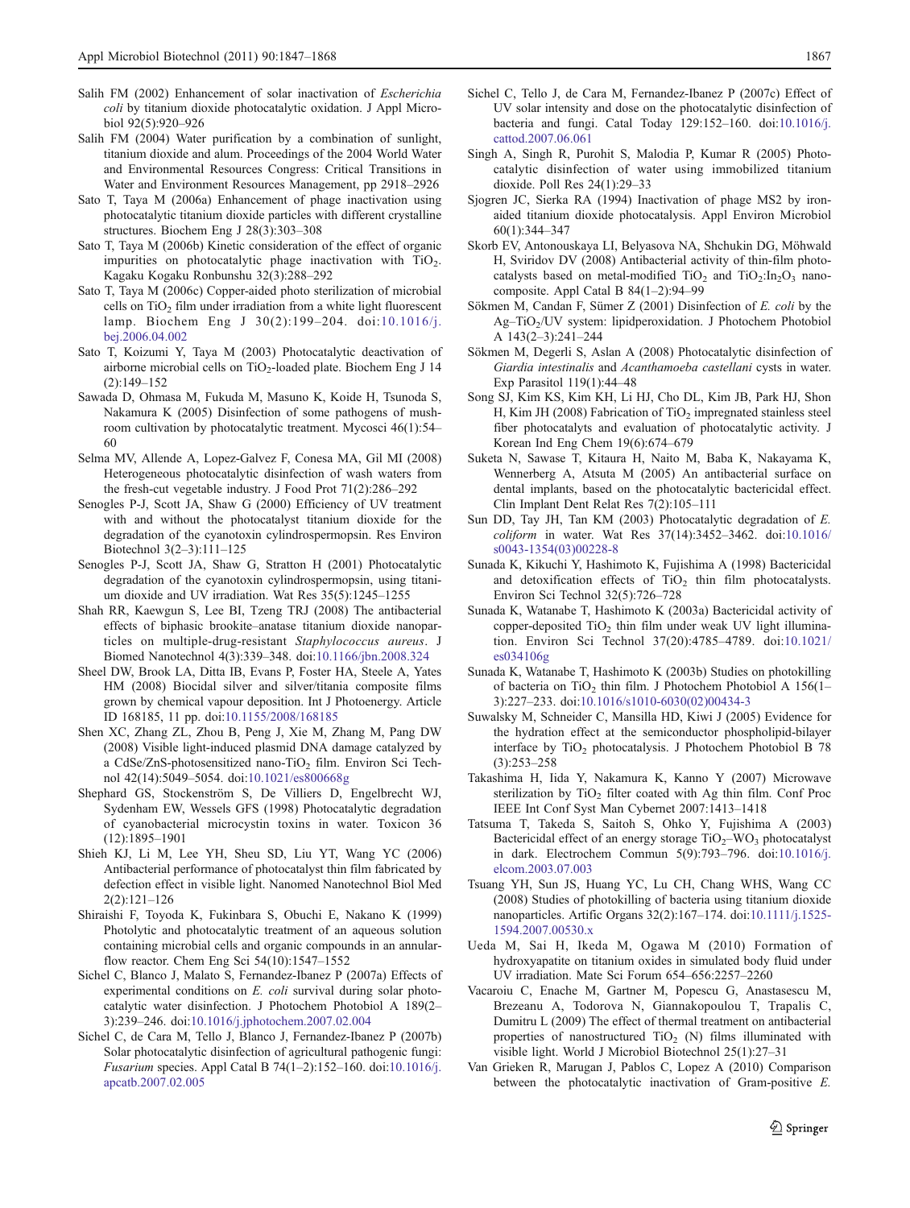Salih FM (2002) Enhancement of solar inactivation of *Escherichia coli* by titanium dioxide photocatalytic oxidation. J Appl Microbiol 92(5):920–926

Salih FM (2004) Water purification by a combination of sunlight, titanium dioxide and alum. Proceedings of the 2004 World Water and Environmental Resources Congress: Critical Transitions in Water and Environmental Resources Management, pp 2918–2926

Sato T, Taya M (2006a) Enhancement of phage inactivation using photocatalytic titanium dioxide particles with different crystalline structures. Biochem Eng J 28(3):303–308

Sato T, Taya M (2006b) Kinetic consideration of the effect of organic impurities on photocatalytic phage inactivation with $TiO_2$. Kagaku Kogaku Ronbunshu 32(3):288–292

Sato T, Taya M (2006c) Copper-aided photo sterilization of microbial cells on $TiO_2$ film under irradiation from a white light fluorescent lamp. Biochem Eng J 30(2):199–204. doi:10.1016/j.bej.2006.04.002

Sato T, Koizumi Y, Taya M (2003) Photocatalytic deactivation of airborne microbial cells on $TiO_2$-loaded plate. Biochem Eng J 14(2):149–152

Sawada D, Ohmasa M, Fukuda M, Masuno K, Koide H, Tsunoda S, Nakamura K (2005) Disinfection of some pathogens of mushroom cultivation by photocatalytic treatment. Mycosci 46(1):54–60

Selma MV, Allende A, Lopez-Galvez F, Conesa MA, Gil MI (2008) Heterogeneous photocatalytic disinfection of wash waters from the fresh-cut vegetable industry. J Food Prot 71(2):286–292

Senogles P-J, Scott JA, Shaw G (2000) Efficiency of UV treatment with and without the photocatalyst titanium dioxide for the degradation of the cyanotoxin cylindrospermopsin. Res Environ Biotechnol 3(2–3):111–125

Senogles P-J, Scott JA, Shaw G, Stratton H (2001) Photocatalytic degradation of the cyanotoxin cylindrospermopsin, using titanium dioxide and UV irradiation. Wat Res 35(5):1245–1255

Shah RR, Kaewgun S, Lee BI, Tzeng TRJ (2008) The antibacterial effects of biphasic brookite–anatase titanium dioxide nanoparticles on multiple-drug-resistant *Staphylococcus aureus*. J Biomed Nanotechnol 4(3):339–348. doi:10.1166/jbn.2008.324

Sheel DW, Brook LA, Ditta IB, Evans P, Foster HA, Steele A, Yates HM (2008) Biocidal silver and silver/titania composite films grown by chemical vapour deposition. Int J Photoenergy. Article ID 168185, 11 pp. doi:10.1155/2008/168185

Shen XC, Zhang ZL, Zhou B, Peng J, Xie M, Zhang M, Pang DW (2008) Visible light-induced plasmid DNA damage catalyzed by a CdSe/ZnS-photosensitized nano-$TiO_2$ film. Environ Sci Technol 42(14):5049–5054. doi:10.1021/es800668g

Shephard GS, Stockenström S, De Villiers D, Engelbrecht WJ, Sydenham EW, Wessels GFS (1998) Photocatalytic degradation of cyanobacterial microcystin toxins in water. Toxicon 36(12):1895–1901

Shieh KJ, Li M, Lee YH, Sheu SD, Liu YT, Wang YC (2006) Antibacterial performance of photocatalyst thin film fabricated by defection effect in visible light. Nanomed Nanotechnol Biol Med 2(2):121–126

Shiraishi F, Toyoda K, Fukinbara S, Obuchi E, Nakano K (1999) Photolytic and photocatalytic treatment of an aqueous solution containing microbial cells and organic compounds in an annular-flow reactor. Chem Eng Sci 54(10):1547–1552

Sichel C, Blanco J, Malato S, Fernandez-Ibanez P (2007a) Effects of experimental conditions on *E. coli* survival during solar photocatalytic water disinfection. J Photochem Photobiol A 189(2–3):239–246. doi:10.1016/j.jphotochem.2007.02.004

Sichel C, de Cara M, Tello J, Blanco J, Fernandez-Ibanez P (2007b) Solar photocatalytic disinfection of agricultural pathogenic fungi: *Fusarium* species. Appl Catal B 74(1–2):152–160. doi:10.1016/j.apcatb.2007.02.005

Sichel C, Tello J, de Cara M, Fernandez-Ibanez P (2007c) Effect of UV solar intensity and dose on the photocatalytic disinfection of bacteria and fungi. Catal Today 129:152–160. doi:10.1016/j.cattod.2007.06.061

Singh A, Singh R, Purohit S, Malodia P, Kumar R (2005) Photocatalytic disinfection of water using immobilized titanium dioxide. Poll Res 24(1):29–33

Sjogren JC, Sierka RA (1994) Inactivation of phage MS2 by iron-aided titanium dioxide photocatalysis. Appl Environ Microbiol 60(1):344–347

Skorb EV, Antonouskaya LI, Belyasova NA, Shchukin DG, Möhwald H, Sviridov DV (2008) Antibacterial activity of thin-film photocatalysts based on metal-modified $TiO_2$ and $TiO_2$:$In_2O_3$ nanocomposite. Appl Catal B 84(1–2):94–99

Sökmen M, Candan F, Sümer Z (2001) Disinfection of *E. coli* by the Ag–$TiO_2$/UV system: lipidperoxidation. J Photochem Photobiol A 143(2–3):241–244

Sökmen M, Degerli S, Aslan A (2008) Photocatalytic disinfection of *Giardia intestinalis* and *Acanthamoeba castellani* cysts in water. Exp Parasitol 119(1):44–48

Song SJ, Kim KS, Kim KH, Li HJ, Cho DL, Kim JB, Park HJ, Shon H, Kim JH (2008) Fabrication of $TiO_2$ impregnated stainless steel fiber photocatalysts and evaluation of photocatalytic activity. J Korean Ind Eng Chem 19(6):674–679

Suketa N, Sawase T, Kitaura H, Naito M, Baba K, Nakayama K, Wennerberg A, Atsuta M (2005) An antibacterial surface on dental implants, based on the photocatalytic bactericidal effect. Clin Implant Dent Relat Res 7(2):105–111

Sun DD, Tay JH, Tan KM (2003) Photocatalytic degradation of *E. coliform* in water. Wat Res 37(14):3452–3462. doi:10.1016/s0043-1354(03)00228-8

Sunada K, Kikuchi Y, Hashimoto K, Fujishima A (1998) Bactericidal and detoxification effects of $TiO_2$ thin film photocatalysts. Environ Sci Technol 32(5):726–728

Sunada K, Watanabe T, Hashimoto K (2003a) Bactericidal activity of copper-deposited $TiO_2$ thin film under weak UV light illumination. Environ Sci Technol 37(20):4785–4789. doi:10.1021/es034106g

Sunada K, Watanabe T, Hashimoto K (2003b) Studies on photokilling of bacteria on $TiO_2$ thin film. J Photochem Photobiol A 156(1–3):227–233. doi:10.1016/s1010-6030(02)00434-3

Suwalsky M, Schneider C, Mansilla HD, Kiwi J (2005) Evidence for the hydration effect at the semiconductor phospholipid-bilayer interface by $TiO_2$ photocatalysis. J Photochem Photobiol B 78(3):253–258

Takashima H, Iida Y, Nakamura K, Kanno Y (2007) Microwave sterilization by $TiO_2$ filter coated with Ag thin film. Conf Proc IEEE Int Conf Syst Man Cybernet 2007:1413–1418

Tatsuma T, Takeda S, Saitoh S, Ohko Y, Fujishima A (2003) Bactericidal effect of an energy storage $TiO_2$–$WO_3$ photocatalyst in dark. Electrochem Commun 5(9):793–796. doi:10.1016/j.elcom.2003.07.003

Tsuang YH, Sun JS, Huang YC, Lu CH, Chang WHS, Wang CC (2008) Studies of photokilling of bacteria using titanium dioxide nanoparticles. Artific Organs 32(2):167–174. doi:10.1111/j.1525-1594.2007.00530.x

Ueda M, Sai H, Ikeda M, Ogawa M (2010) Formation of hydroxyapatite on titanium oxides in simulated body fluid under UV irradiation. Mate Sci Forum 654–656:2257–2260

Vacaroiu C, Enache M, Gartner M, Popescu G, Anastasescu M, Brezeanu A, Todorova N, Giannakopoulou T, Trapalis C, Dumitru L (2009) The effect of thermal treatment on antibacterial properties of nanostructured $TiO_2$ (N) films illuminated with visible light. World J Microbiol Biotechnol 25(1):27–31

Van Grieken R, Marugan J, Pablos C, Lopez A (2010) Comparison between the photocatalytic inactivation of Gram-positive *E.*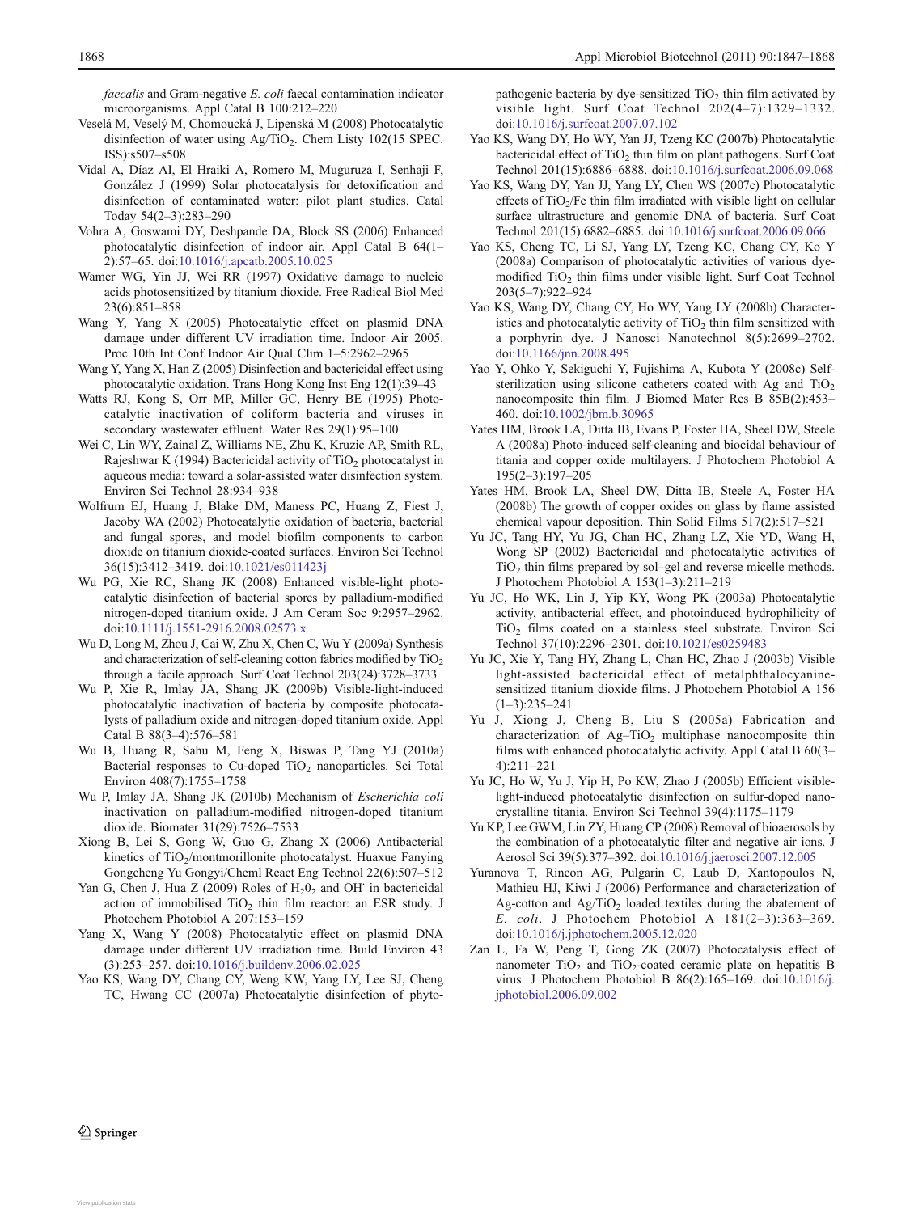*faecalis* and Gram-negative *E. coli* faecal contamination indicator microorganisms. Appl Catal B 100:212–220

Veselá M, Veselý M, Chomoucká J, Lipenská M (2008) Photocatalytic disinfection of water using Ag/$TiO_2$. Chem Listy 102(15 SPEC. ISS):s507–s508

Vidal A, Díaz AI, El Hraiki A, Romero M, Muguruza I, Senhaji F, González J (1999) Solar photocatalysis for detoxification and disinfection of contaminated water: pilot plant studies. Catal Today 54(2–3):283–290

Vohra A, Goswami DY, Deshpande DA, Block SS (2006) Enhanced photocatalytic disinfection of indoor air. Appl Catal B 64(1–2):57–65. doi:10.1016/j.apcatb.2005.10.025

Wamer WG, Yin JJ, Wei RR (1997) Oxidative damage to nucleic acids photosensitized by titanium dioxide. Free Radical Biol Med 23(6):851–858

Wang Y, Yang X (2005) Photocatalytic effect on plasmid DNA damage under different UV irradiation time. Indoor Air 2005. Proc 10th Int Conf Indoor Air Qual Clim 1–5:2962–2965

Wang Y, Yang X, Han Z (2005) Disinfection and bactericidal effect using photocatalytic oxidation. Trans Hong Kong Inst Eng 12(1):39–43

Watts RJ, Kong S, Orr MP, Miller GC, Henry BE (1995) Photocatalytic inactivation of coliform bacteria and viruses in secondary wastewater effluent. Water Res 29(1):95–100

Wei C, Lin WY, Zainal Z, Williams NE, Zhu K, Kruzic AP, Smith RL, Rajeshwar K (1994) Bactericidal activity of $TiO_2$ photocatalyst in aqueous media: toward a solar-assisted water disinfection system. Environ Sci Technol 28:934–938

Wolfrum EJ, Huang J, Blake DM, Maness PC, Huang Z, Fiest J, Jacoby WA (2002) Photocatalytic oxidation of bacteria, bacterial and fungal spores, and model biofilm components to carbon dioxide on titanium dioxide-coated surfaces. Environ Sci Technol 36(15):3412–3419. doi:10.1021/es011423j

Wu PG, Xie RC, Shang JK (2008) Enhanced visible-light photocatalytic disinfection of bacterial spores by palladium-modified nitrogen-doped titanium oxide. J Am Ceram Soc 9:2957–2962. doi:10.1111/j.1551-2916.2008.02573.x

Wu D, Long M, Zhou J, Cai W, Zhu X, Chen C, Wu Y (2009a) Synthesis and characterization of self-cleaning cotton fabrics modified by $TiO_2$ through a facile approach. Surf Coat Technol 203(24):3728–3733

Wu P, Xie R, Imlay JA, Shang JK (2009b) Visible-light-induced photocatalytic inactivation of bacteria by composite photocatalysts of palladium oxide and nitrogen-doped titanium oxide. Appl Catal B 88(3–4):576–581

Wu B, Huang R, Sahu M, Feng X, Biswas P, Tang YJ (2010a) Bacterial responses to Cu-doped $TiO_2$ nanoparticles. Sci Total Environ 408(7):1755–1758

Wu P, Imlay JA, Shang JK (2010b) Mechanism of *Escherichia coli* inactivation on palladium-modified nitrogen-doped titanium dioxide. Biomater 31(29):7526–7533

Xiong B, Lei S, Gong W, Guo G, Zhang X (2006) Antibacterial kinetics of $TiO_2$/montmorillonite photocatalyst. Huaxue Fanying Gongcheng Yu Gongyi/Cheml React Eng Technol 22(6):507–512

Yan G, Chen J, Hua Z (2009) Roles of $H_20_2$ and $OH^{\cdot}$ in bactericidal action of immobilised $TiO_2$ thin film reactor: an ESR study. J Photochem Photobiol A 207:153–159

Yang X, Wang Y (2008) Photocatalytic effect on plasmid DNA damage under different UV irradiation time. Build Environ 43 (3):253–257. doi:10.1016/j.buildenv.2006.02.025

Yao KS, Wang DY, Chang CY, Weng KW, Yang LY, Lee SJ, Cheng TC, Hwang CC (2007a) Photocatalytic disinfection of phytopathogenic bacteria by dye-sensitized $TiO_2$ thin film activated by visible light. Surf Coat Technol 202(4–7):1329–1332. doi:10.1016/j.surfcoat.2007.07.102

Yao KS, Wang DY, Ho WY, Yan JJ, Tzeng KC (2007b) Photocatalytic bactericidal effect of $TiO_2$ thin film on plant pathogens. Surf Coat Technol 201(15):6886–6888. doi:10.1016/j.surfcoat.2006.09.068

Yao KS, Wang DY, Yan JJ, Yang LY, Chen WS (2007c) Photocatalytic effects of $TiO_2$/Fe thin film irradiated with visible light on cellular surface ultrastructure and genomic DNA of bacteria. Surf Coat Technol 201(15):6882–6885. doi:10.1016/j.surfcoat.2006.09.066

Yao KS, Cheng TC, Li SJ, Yang LY, Tzeng KC, Chang CY, Ko Y (2008a) Comparison of photocatalytic activities of various dye-modified $TiO_2$ thin films under visible light. Surf Coat Technol 203(5–7):922–924

Yao KS, Wang DY, Chang CY, Ho WY, Yang LY (2008b) Characteristics and photocatalytic activity of $TiO_2$ thin film sensitized with a porphyrin dye. J Nanosci Nanotechnol 8(5):2699–2702. doi:10.1166/jnn.2008.495

Yao Y, Ohko Y, Sekiguchi Y, Fujishima A, Kubota Y (2008c) Self-sterilization using silicone catheters coated with Ag and $TiO_2$ nanocomposite thin film. J Biomed Mater Res B 85B(2):453–460. doi:10.1002/jbm.b.30965

Yates HM, Brook LA, Ditta IB, Evans P, Foster HA, Sheel DW, Steele A (2008a) Photo-induced self-cleaning and biocidal behaviour of titania and copper oxide multilayers. J Photochem Photobiol A 195(2–3):197–205

Yates HM, Brook LA, Sheel DW, Ditta IB, Steele A, Foster HA (2008b) The growth of copper oxides on glass by flame assisted chemical vapour deposition. Thin Solid Films 517(2):517–521

Yu JC, Tang HY, Yu JG, Chan HC, Zhang LZ, Xie YD, Wang H, Wong SP (2002) Bactericidal and photocatalytic activities of $TiO_2$ thin films prepared by sol–gel and reverse micelle methods. J Photochem Photobiol A 153(1–3):211–219

Yu JC, Ho WK, Lin J, Yip KY, Wong PK (2003a) Photocatalytic activity, antibacterial effect, and photoinduced hydrophilicity of $TiO_2$ films coated on a stainless steel substrate. Environ Sci Technol 37(10):2296–2301. doi:10.1021/es0259483

Yu JC, Xie Y, Tang HY, Zhang L, Chan HC, Zhao J (2003b) Visible light-assisted bactericidal effect of metalphthalocyanine-sensitized titanium dioxide films. J Photochem Photobiol A 156 (1–3):235–241

Yu J, Xiong J, Cheng B, Liu S (2005a) Fabrication and characterization of Ag–$TiO_2$ multiphase nanocomposite thin films with enhanced photocatalytic activity. Appl Catal B 60(3–4):211–221

Yu JC, Ho W, Yu J, Yip H, Po KW, Zhao J (2005b) Efficient visible-light-induced photocatalytic disinfection on sulfur-doped nanocrystalline titania. Environ Sci Technol 39(4):1175–1179

Yu KP, Lee GWM, Lin ZY, Huang CP (2008) Removal of bioaerosols by the combination of a photocatalytic filter and negative air ions. J Aerosol Sci 39(5):377–392. doi:10.1016/j.jaerosci.2007.12.005

Yuranova T, Rincon AG, Pulgarin C, Laub D, Xantopoulos N, Mathieu HJ, Kiwi J (2006) Performance and characterization of Ag-cotton and Ag/$TiO_2$ loaded textiles during the abatement of *E. coli*. J Photochem Photobiol A 181(2–3):363–369. doi:10.1016/j.jphotochem.2005.12.020

Zan L, Fa W, Peng T, Gong ZK (2007) Photocatalysis effect of nanometer $TiO_2$ and $TiO_2$-coated ceramic plate on hepatitis B virus. J Photochem Photobiol B 86(2):165–169. doi:10.1016/j.jphotobiol.2006.09.002